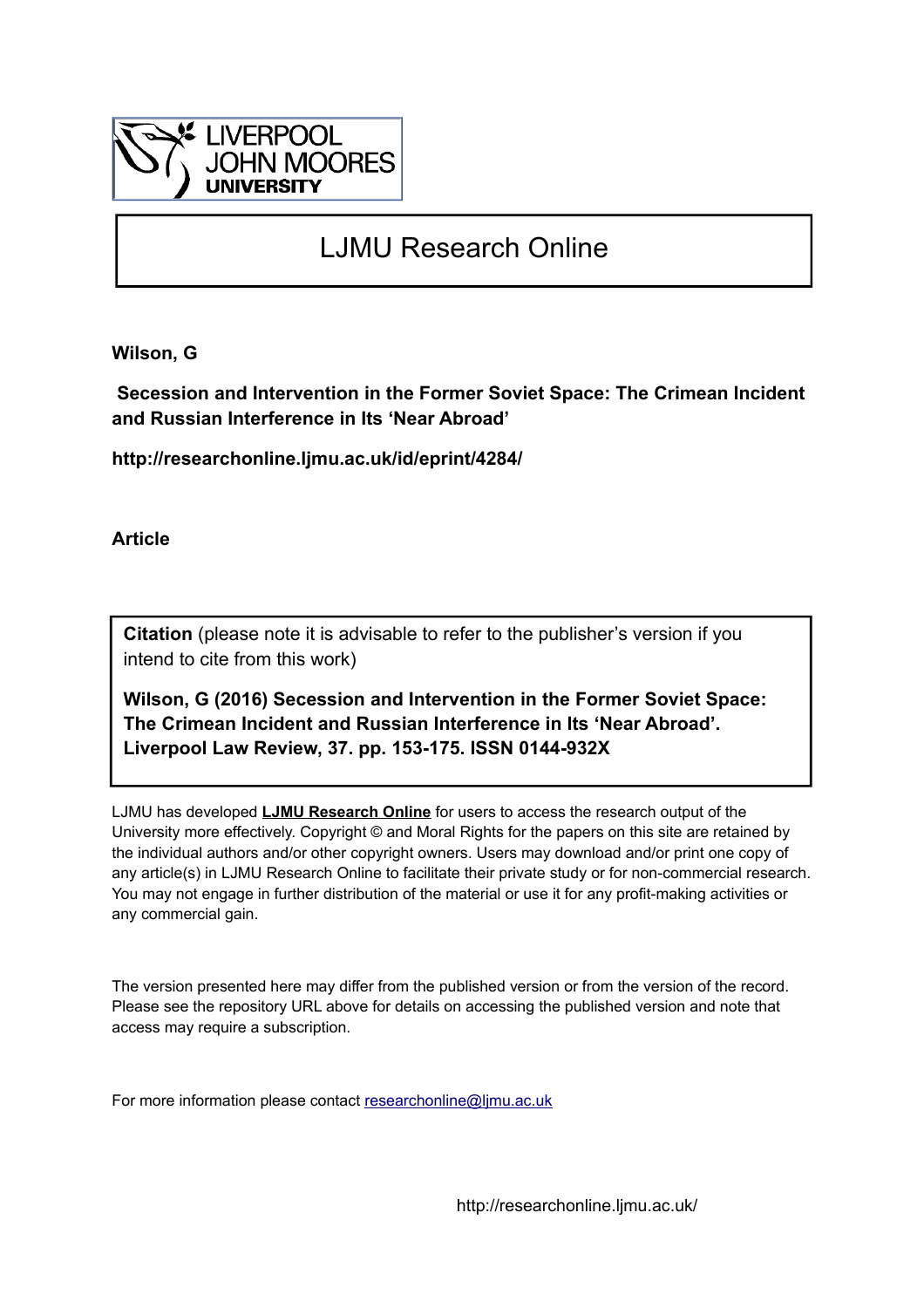LIVERPOOL JOHN MOORES UNIVERSITY

# LJMU Research Online

**Wilson, G**

**Secession and Intervention in the Former Soviet Space: The Crimean Incident and Russian Interference in Its 'Near Abroad'**

**http://researchonline.ljmu.ac.uk/id/eprint/4284/**

**Article**

**Citation** (please note it is advisable to refer to the publisher's version if you intend to cite from this work)

**Wilson, G (2016) Secession and Intervention in the Former Soviet Space: The Crimean Incident and Russian Interference in Its 'Near Abroad'. Liverpool Law Review, 37. pp. 153-175. ISSN 0144-932X**

LJMU has developed **LJMU Research Online** for users to access the research output of the University more effectively. Copyright © and Moral Rights for the papers on this site are retained by the individual authors and/or other copyright owners. Users may download and/or print one copy of any article(s) in LJMU Research Online to facilitate their private study or for non-commercial research. You may not engage in further distribution of the material or use it for any profit-making activities or any commercial gain.

The version presented here may differ from the published version or from the version of the record. Please see the repository URL above for details on accessing the published version and note that access may require a subscription.

For more information please contact researchonline@ljmu.ac.uk

http://researchonline.ljmu.ac.uk/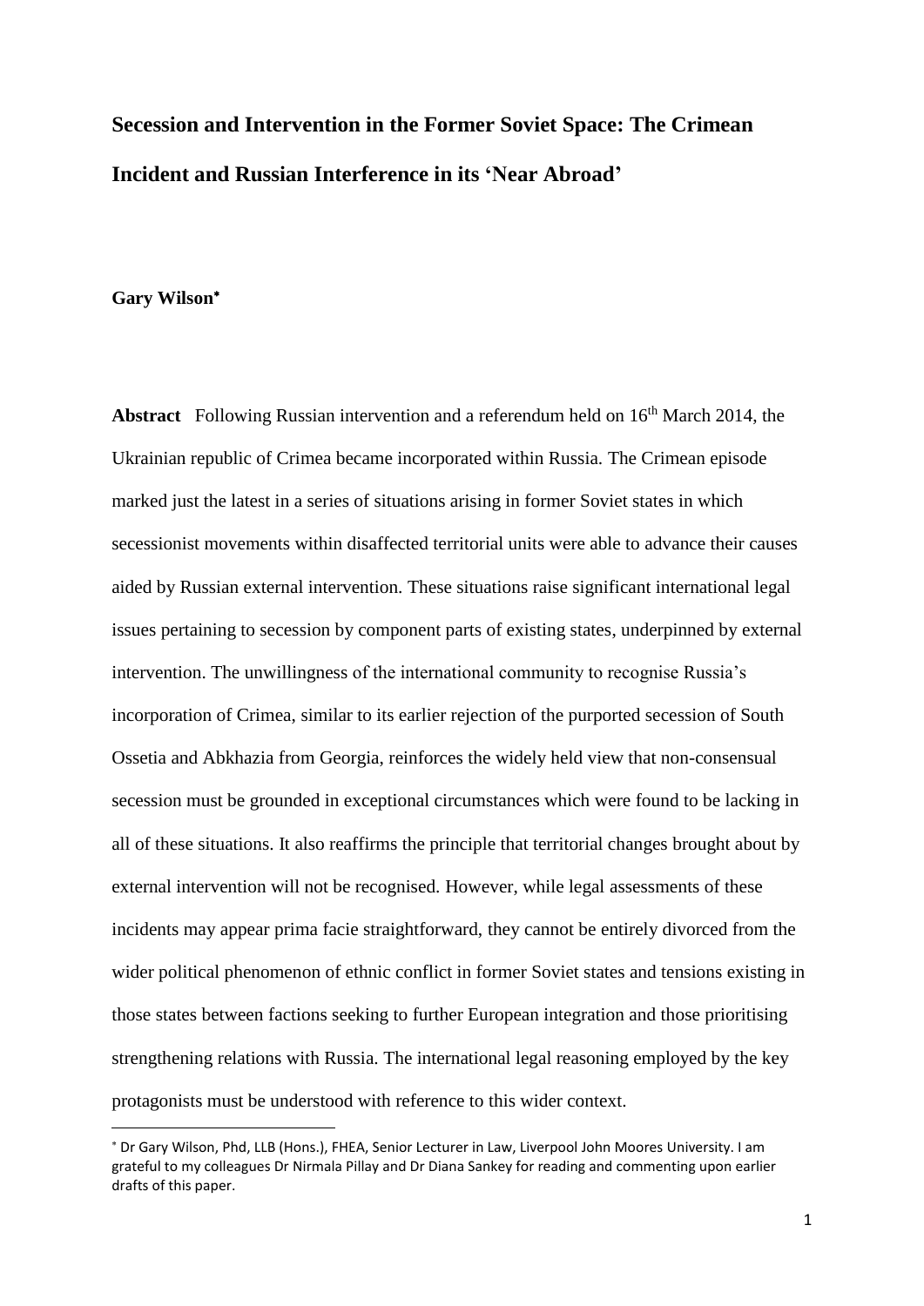# Secession and Intervention in the Former Soviet Space: The Crimean Incident and Russian Interference in its 'Near Abroad'

**Gary Wilson**[*]

**Abstract** Following Russian intervention and a referendum held on 16th March 2014, the Ukrainian republic of Crimea became incorporated within Russia. The Crimean episode marked just the latest in a series of situations arising in former Soviet states in which secessionist movements within disaffected territorial units were able to advance their causes aided by Russian external intervention. These situations raise significant international legal issues pertaining to secession by component parts of existing states, underpinned by external intervention. The unwillingness of the international community to recognise Russia's incorporation of Crimea, similar to its earlier rejection of the purported secession of South Ossetia and Abkhazia from Georgia, reinforces the widely held view that non-consensual secession must be grounded in exceptional circumstances which were found to be lacking in all of these situations. It also reaffirms the principle that territorial changes brought about by external intervention will not be recognised. However, while legal assessments of these incidents may appear prima facie straightforward, they cannot be entirely divorced from the wider political phenomenon of ethnic conflict in former Soviet states and tensions existing in those states between factions seeking to further European integration and those prioritising strengthening relations with Russia. The international legal reasoning employed by the key protagonists must be understood with reference to this wider context.

[*] Dr Gary Wilson, Phd, LLB (Hons.), FHEA, Senior Lecturer in Law, Liverpool John Moores University. I am grateful to my colleagues Dr Nirmala Pillay and Dr Diana Sankey for reading and commenting upon earlier drafts of this paper.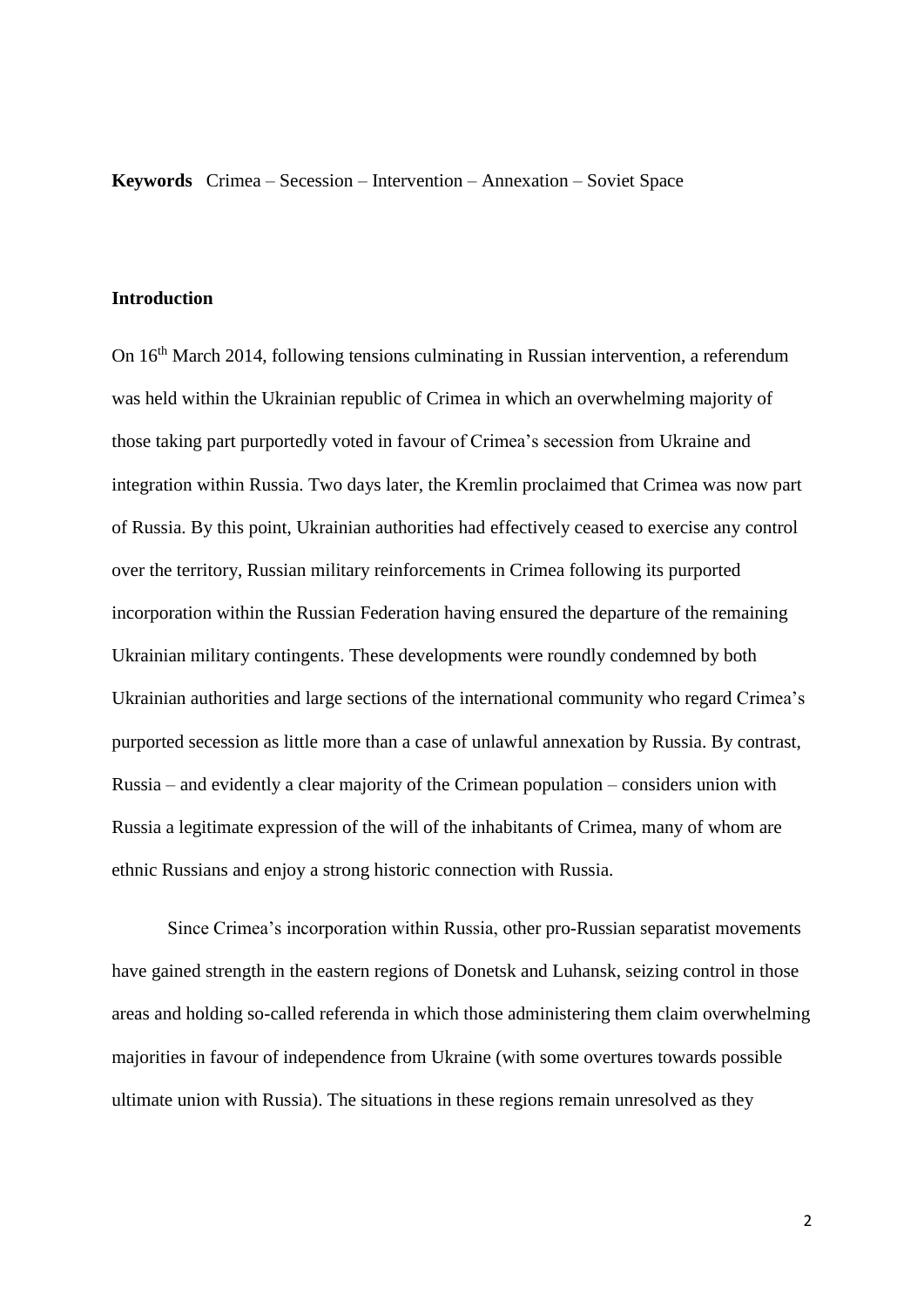**Keywords** Crimea – Secession – Intervention – Annexation – Soviet Space

## Introduction

On 16th March 2014, following tensions culminating in Russian intervention, a referendum was held within the Ukrainian republic of Crimea in which an overwhelming majority of those taking part purportedly voted in favour of Crimea's secession from Ukraine and integration within Russia. Two days later, the Kremlin proclaimed that Crimea was now part of Russia. By this point, Ukrainian authorities had effectively ceased to exercise any control over the territory, Russian military reinforcements in Crimea following its purported incorporation within the Russian Federation having ensured the departure of the remaining Ukrainian military contingents. These developments were roundly condemned by both Ukrainian authorities and large sections of the international community who regard Crimea's purported secession as little more than a case of unlawful annexation by Russia. By contrast, Russia – and evidently a clear majority of the Crimean population – considers union with Russia a legitimate expression of the will of the inhabitants of Crimea, many of whom are ethnic Russians and enjoy a strong historic connection with Russia.

Since Crimea's incorporation within Russia, other pro-Russian separatist movements have gained strength in the eastern regions of Donetsk and Luhansk, seizing control in those areas and holding so-called referenda in which those administering them claim overwhelming majorities in favour of independence from Ukraine (with some overtures towards possible ultimate union with Russia). The situations in these regions remain unresolved as they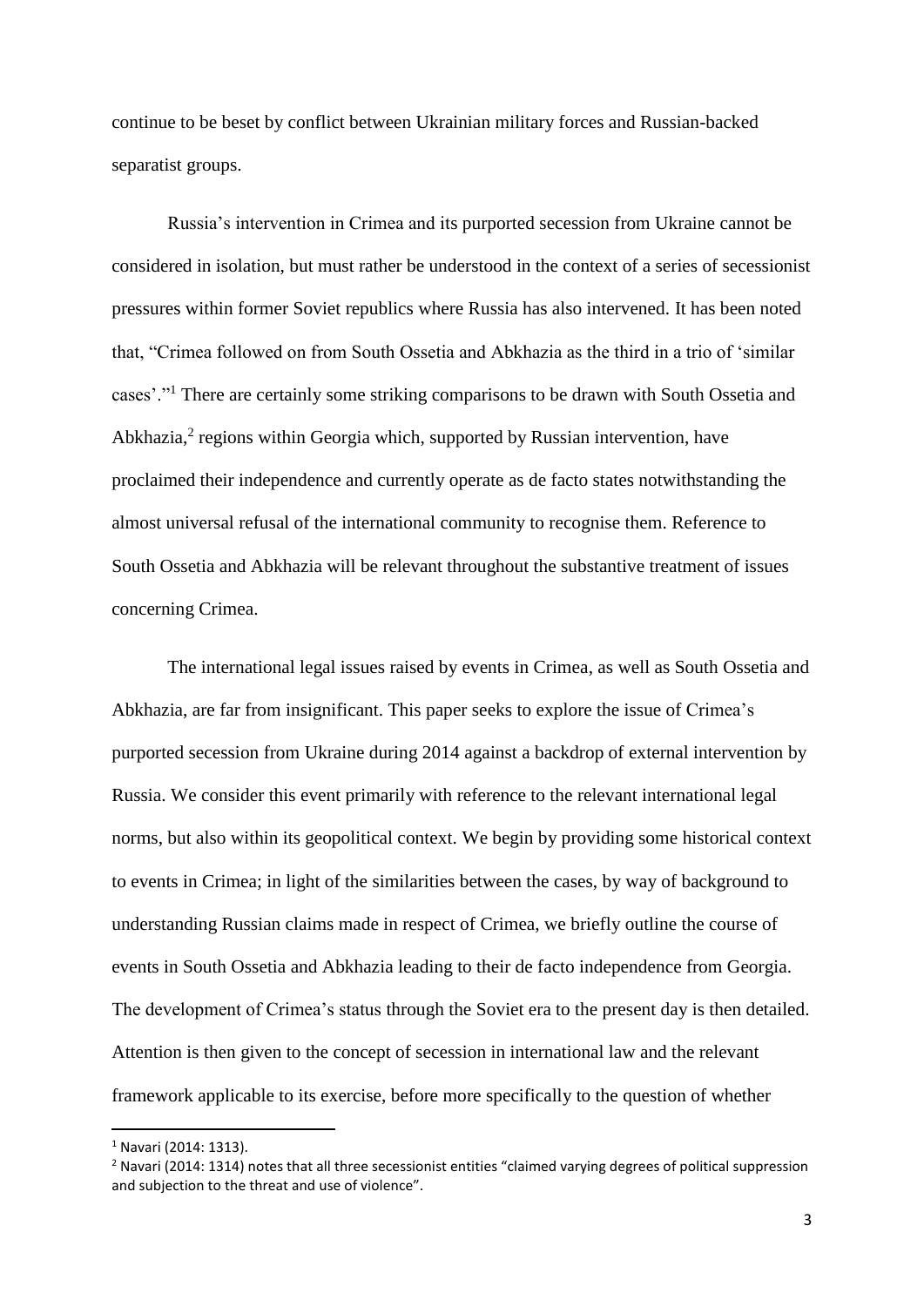continue to be beset by conflict between Ukrainian military forces and Russian-backed separatist groups.

Russia's intervention in Crimea and its purported secession from Ukraine cannot be considered in isolation, but must rather be understood in the context of a series of secessionist pressures within former Soviet republics where Russia has also intervened. It has been noted that, "Crimea followed on from South Ossetia and Abkhazia as the third in a trio of 'similar cases'."[1] There are certainly some striking comparisons to be drawn with South Ossetia and Abkhazia,[2] regions within Georgia which, supported by Russian intervention, have proclaimed their independence and currently operate as de facto states notwithstanding the almost universal refusal of the international community to recognise them. Reference to South Ossetia and Abkhazia will be relevant throughout the substantive treatment of issues concerning Crimea.

The international legal issues raised by events in Crimea, as well as South Ossetia and Abkhazia, are far from insignificant. This paper seeks to explore the issue of Crimea's purported secession from Ukraine during 2014 against a backdrop of external intervention by Russia. We consider this event primarily with reference to the relevant international legal norms, but also within its geopolitical context. We begin by providing some historical context to events in Crimea; in light of the similarities between the cases, by way of background to understanding Russian claims made in respect of Crimea, we briefly outline the course of events in South Ossetia and Abkhazia leading to their de facto independence from Georgia. The development of Crimea's status through the Soviet era to the present day is then detailed. Attention is then given to the concept of secession in international law and the relevant framework applicable to its exercise, before more specifically to the question of whether

[1] Navari (2014: 1313).

[2] Navari (2014: 1314) notes that all three secessionist entities "claimed varying degrees of political suppression and subjection to the threat and use of violence".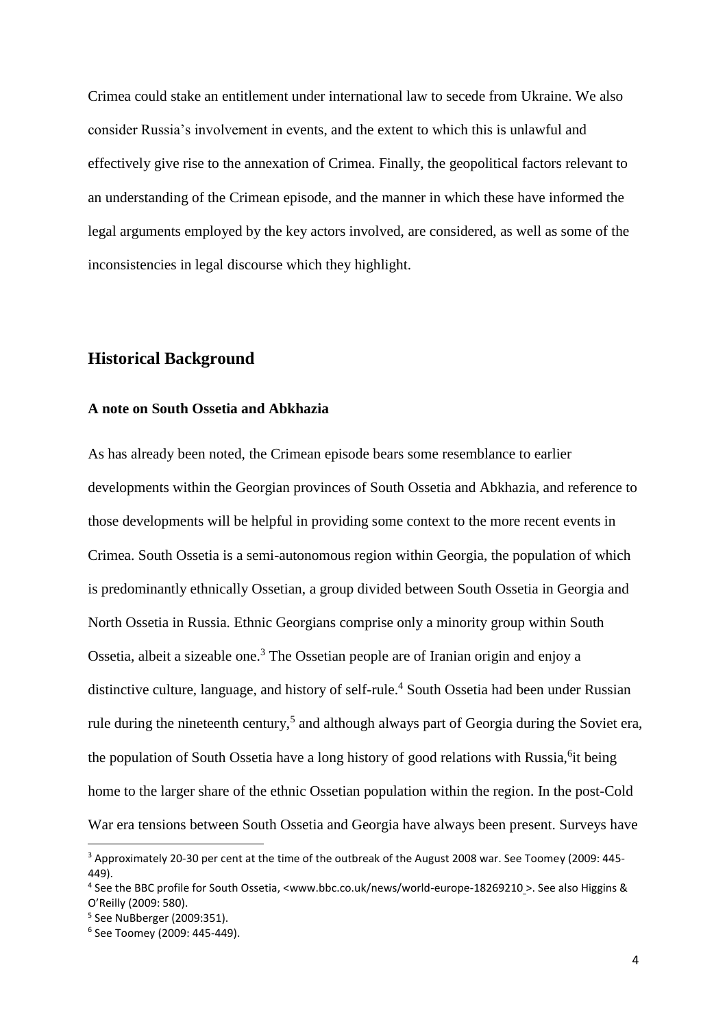Crimea could stake an entitlement under international law to secede from Ukraine. We also consider Russia's involvement in events, and the extent to which this is unlawful and effectively give rise to the annexation of Crimea. Finally, the geopolitical factors relevant to an understanding of the Crimean episode, and the manner in which these have informed the legal arguments employed by the key actors involved, are considered, as well as some of the inconsistencies in legal discourse which they highlight.

## Historical Background

### A note on South Ossetia and Abkhazia

As has already been noted, the Crimean episode bears some resemblance to earlier developments within the Georgian provinces of South Ossetia and Abkhazia, and reference to those developments will be helpful in providing some context to the more recent events in Crimea. South Ossetia is a semi-autonomous region within Georgia, the population of which is predominantly ethnically Ossetian, a group divided between South Ossetia in Georgia and North Ossetia in Russia. Ethnic Georgians comprise only a minority group within South Ossetia, albeit a sizeable one.[3] The Ossetian people are of Iranian origin and enjoy a distinctive culture, language, and history of self-rule.[4] South Ossetia had been under Russian rule during the nineteenth century,[5] and although always part of Georgia during the Soviet era, the population of South Ossetia have a long history of good relations with Russia,[6]it being home to the larger share of the ethnic Ossetian population within the region. In the post-Cold War era tensions between South Ossetia and Georgia have always been present. Surveys have

---

[3] Approximately 20-30 per cent at the time of the outbreak of the August 2008 war. See Toomey (2009: 445-449).

[4] See the BBC profile for South Ossetia, <www.bbc.co.uk/news/world-europe-18269210 >. See also Higgins & O'Reilly (2009: 580).

[5] See NuBberger (2009:351).

[6] See Toomey (2009: 445-449).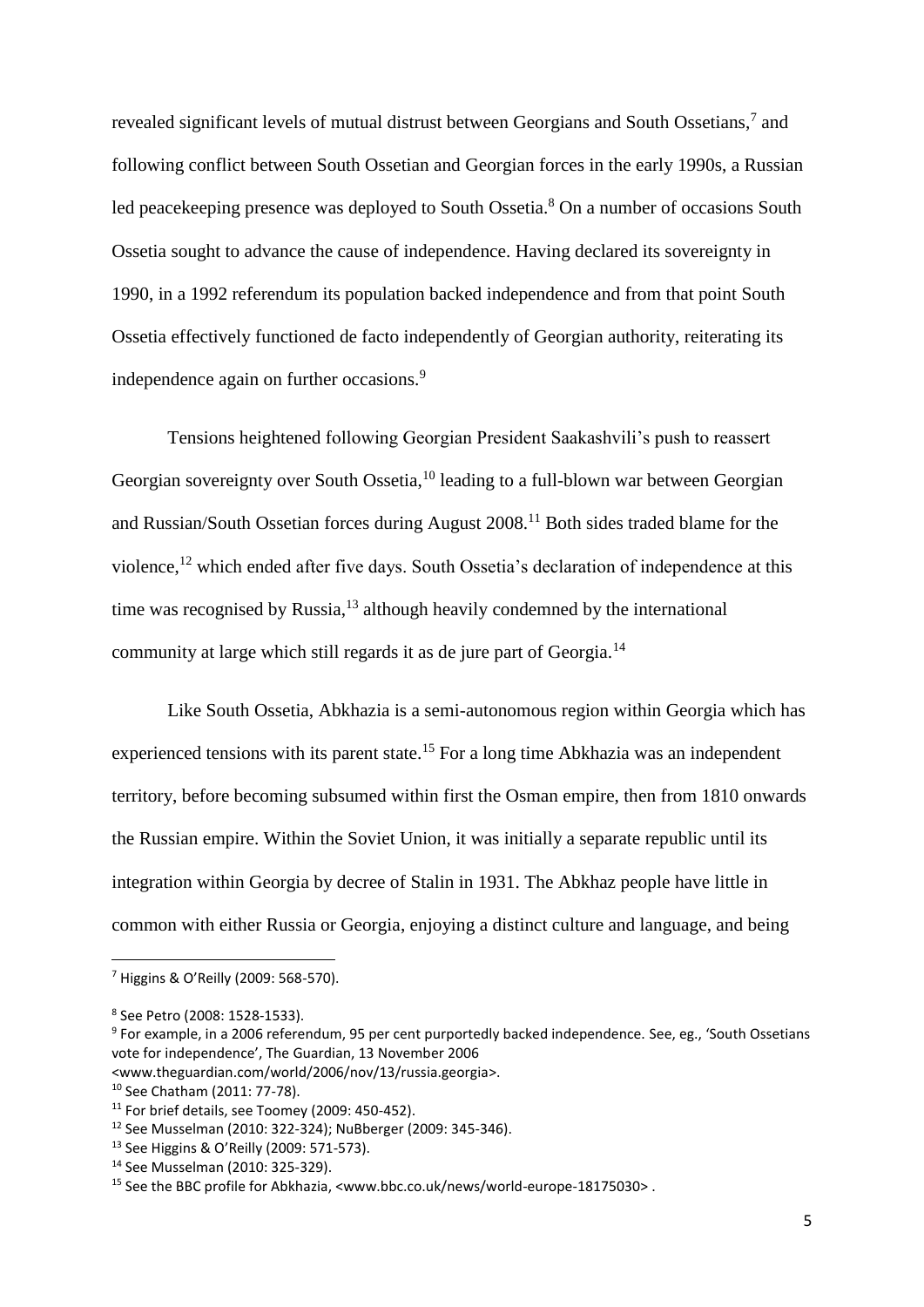revealed significant levels of mutual distrust between Georgians and South Ossetians,[7] and following conflict between South Ossetian and Georgian forces in the early 1990s, a Russian led peacekeeping presence was deployed to South Ossetia.[8] On a number of occasions South Ossetia sought to advance the cause of independence. Having declared its sovereignty in 1990, in a 1992 referendum its population backed independence and from that point South Ossetia effectively functioned de facto independently of Georgian authority, reiterating its independence again on further occasions.[9]

Tensions heightened following Georgian President Saakashvili's push to reassert Georgian sovereignty over South Ossetia,[10] leading to a full-blown war between Georgian and Russian/South Ossetian forces during August 2008.[11] Both sides traded blame for the violence,[12] which ended after five days. South Ossetia's declaration of independence at this time was recognised by Russia,[13] although heavily condemned by the international community at large which still regards it as de jure part of Georgia.[14]

Like South Ossetia, Abkhazia is a semi-autonomous region within Georgia which has experienced tensions with its parent state.[15] For a long time Abkhazia was an independent territory, before becoming subsumed within first the Osman empire, then from 1810 onwards the Russian empire. Within the Soviet Union, it was initially a separate republic until its integration within Georgia by decree of Stalin in 1931. The Abkhaz people have little in common with either Russia or Georgia, enjoying a distinct culture and language, and being

---

[7] Higgins & O'Reilly (2009: 568-570).

[8] See Petro (2008: 1528-1533).

[9] For example, in a 2006 referendum, 95 per cent purportedly backed independence. See, eg., 'South Ossetians vote for independence', The Guardian, 13 November 2006 <www.theguardian.com/world/2006/nov/13/russia.georgia>.

[10] See Chatham (2011: 77-78).

[11] For brief details, see Toomey (2009: 450-452).

[12] See Musselman (2010: 322-324); NuBberger (2009: 345-346).

[13] See Higgins & O'Reilly (2009: 571-573).

[14] See Musselman (2010: 325-329).

[15] See the BBC profile for Abkhazia, <www.bbc.co.uk/news/world-europe-18175030> .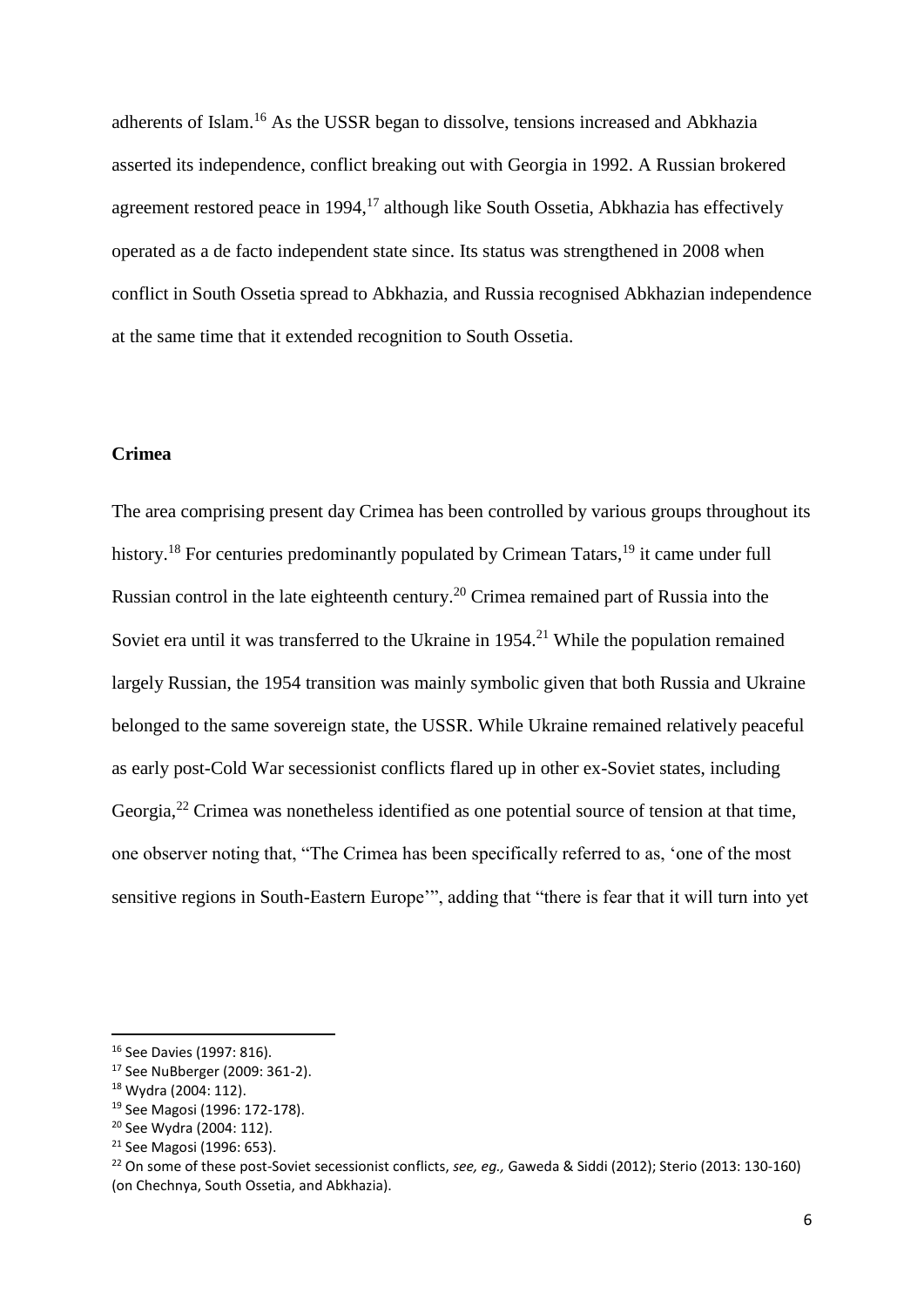adherents of Islam.[16] As the USSR began to dissolve, tensions increased and Abkhazia asserted its independence, conflict breaking out with Georgia in 1992. A Russian brokered agreement restored peace in 1994,[17] although like South Ossetia, Abkhazia has effectively operated as a de facto independent state since. Its status was strengthened in 2008 when conflict in South Ossetia spread to Abkhazia, and Russia recognised Abkhazian independence at the same time that it extended recognition to South Ossetia.

## Crimea

The area comprising present day Crimea has been controlled by various groups throughout its history.[18] For centuries predominantly populated by Crimean Tatars,[19] it came under full Russian control in the late eighteenth century.[20] Crimea remained part of Russia into the Soviet era until it was transferred to the Ukraine in 1954.[21] While the population remained largely Russian, the 1954 transition was mainly symbolic given that both Russia and Ukraine belonged to the same sovereign state, the USSR. While Ukraine remained relatively peaceful as early post-Cold War secessionist conflicts flared up in other ex-Soviet states, including Georgia,[22] Crimea was nonetheless identified as one potential source of tension at that time, one observer noting that, "The Crimea has been specifically referred to as, 'one of the most sensitive regions in South-Eastern Europe'", adding that "there is fear that it will turn into yet

---

[16] See Davies (1997: 816).

[17] See NuBberger (2009: 361-2).

[18] Wydra (2004: 112).

[19] See Magosi (1996: 172-178).

[20] See Wydra (2004: 112).

[21] See Magosi (1996: 653).

[22] On some of these post-Soviet secessionist conflicts, *see, eg.,* Gaweda & Siddi (2012); Sterio (2013: 130-160) (on Chechnya, South Ossetia, and Abkhazia).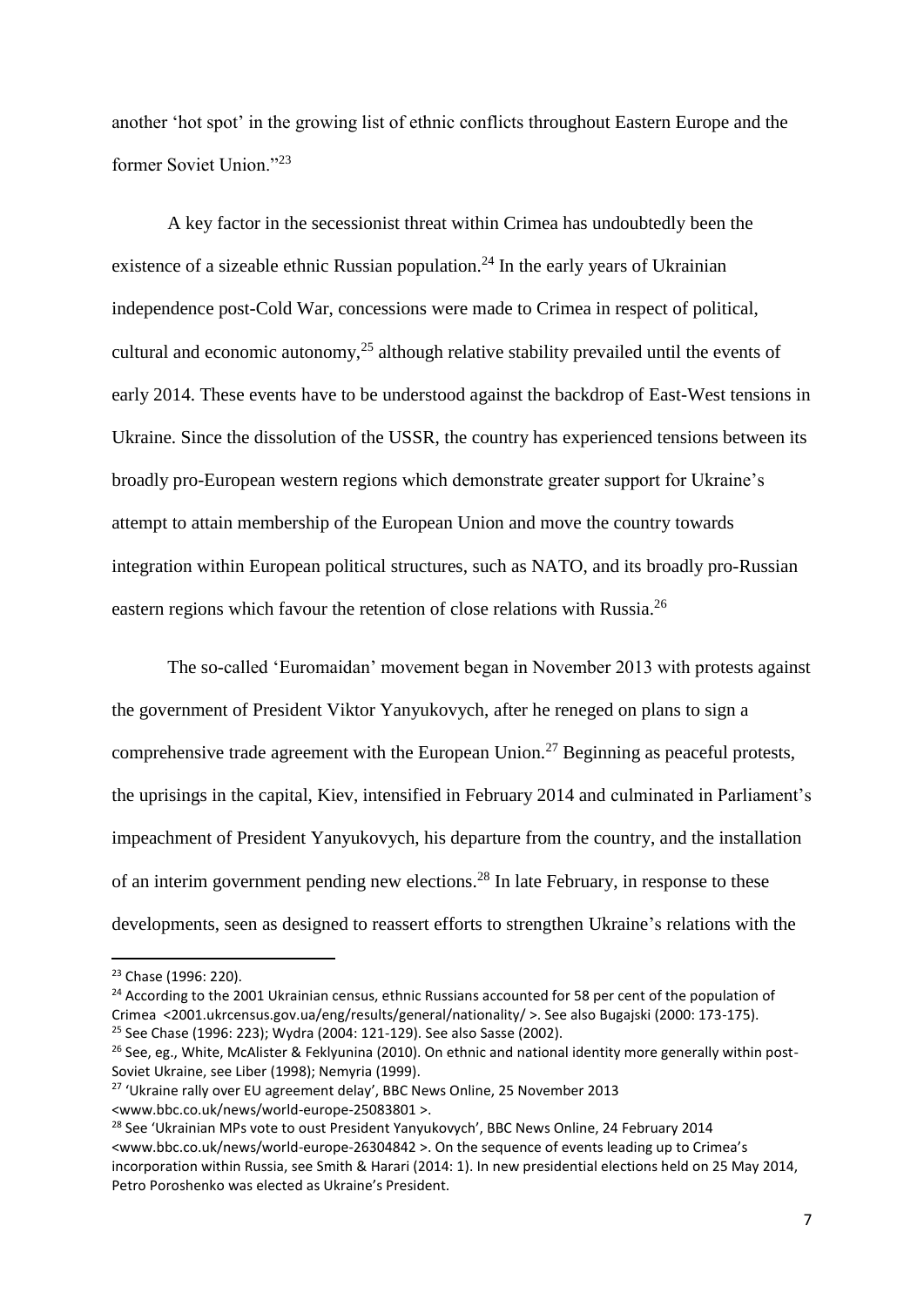another 'hot spot' in the growing list of ethnic conflicts throughout Eastern Europe and the former Soviet Union."[23]

A key factor in the secessionist threat within Crimea has undoubtedly been the existence of a sizeable ethnic Russian population.[24] In the early years of Ukrainian independence post-Cold War, concessions were made to Crimea in respect of political, cultural and economic autonomy,[25] although relative stability prevailed until the events of early 2014. These events have to be understood against the backdrop of East-West tensions in Ukraine. Since the dissolution of the USSR, the country has experienced tensions between its broadly pro-European western regions which demonstrate greater support for Ukraine's attempt to attain membership of the European Union and move the country towards integration within European political structures, such as NATO, and its broadly pro-Russian eastern regions which favour the retention of close relations with Russia.[26]

The so-called 'Euromaidan' movement began in November 2013 with protests against the government of President Viktor Yanyukovych, after he reneged on plans to sign a comprehensive trade agreement with the European Union.[27] Beginning as peaceful protests, the uprisings in the capital, Kiev, intensified in February 2014 and culminated in Parliament's impeachment of President Yanyukovych, his departure from the country, and the installation of an interim government pending new elections.[28] In late February, in response to these developments, seen as designed to reassert efforts to strengthen Ukraine's relations with the

---

[23] Chase (1996: 220).

[24] According to the 2001 Ukrainian census, ethnic Russians accounted for 58 per cent of the population of Crimea <2001.ukrcensus.gov.ua/eng/results/general/nationality/ >. See also Bugajski (2000: 173-175).

[25] See Chase (1996: 223); Wydra (2004: 121-129). See also Sasse (2002).

[26] See, eg., White, McAlister & Feklyunina (2010). On ethnic and national identity more generally within post-Soviet Ukraine, see Liber (1998); Nemyria (1999).

[27] 'Ukraine rally over EU agreement delay', BBC News Online, 25 November 2013 <www.bbc.co.uk/news/world-europe-25083801 >.

[28] See 'Ukrainian MPs vote to oust President Yanyukovych', BBC News Online, 24 February 2014 <www.bbc.co.uk/news/world-europe-26304842 >. On the sequence of events leading up to Crimea's incorporation within Russia, see Smith & Harari (2014: 1). In new presidential elections held on 25 May 2014, Petro Poroshenko was elected as Ukraine's President.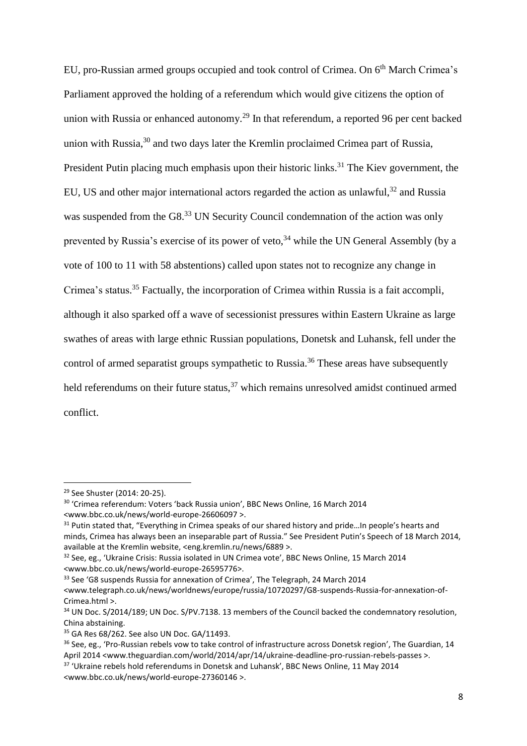EU, pro-Russian armed groups occupied and took control of Crimea. On 6th March Crimea's Parliament approved the holding of a referendum which would give citizens the option of union with Russia or enhanced autonomy.[29] In that referendum, a reported 96 per cent backed union with Russia,[30] and two days later the Kremlin proclaimed Crimea part of Russia, President Putin placing much emphasis upon their historic links.[31] The Kiev government, the EU, US and other major international actors regarded the action as unlawful,[32] and Russia was suspended from the G8.[33] UN Security Council condemnation of the action was only prevented by Russia's exercise of its power of veto,[34] while the UN General Assembly (by a vote of 100 to 11 with 58 abstentions) called upon states not to recognize any change in Crimea's status.[35] Factually, the incorporation of Crimea within Russia is a fait accompli, although it also sparked off a wave of secessionist pressures within Eastern Ukraine as large swathes of areas with large ethnic Russian populations, Donetsk and Luhansk, fell under the control of armed separatist groups sympathetic to Russia.[36] These areas have subsequently held referendums on their future status,[37] which remains unresolved amidst continued armed conflict.

---

[29] See Shuster (2014: 20-25).

[30] 'Crimea referendum: Voters 'back Russia union', BBC News Online, 16 March 2014 <www.bbc.co.uk/news/world-europe-26606097 >.

[31] Putin stated that, "Everything in Crimea speaks of our shared history and pride…In people's hearts and minds, Crimea has always been an inseparable part of Russia." See President Putin's Speech of 18 March 2014, available at the Kremlin website, <eng.kremlin.ru/news/6889 >.

[32] See, eg., 'Ukraine Crisis: Russia isolated in UN Crimea vote', BBC News Online, 15 March 2014 <www.bbc.co.uk/news/world-europe-26595776>.

[33] See 'G8 suspends Russia for annexation of Crimea', The Telegraph, 24 March 2014 <www.telegraph.co.uk/news/worldnews/europe/russia/10720297/G8-suspends-Russia-for-annexation-of-Crimea.html >.

[34] UN Doc. S/2014/189; UN Doc. S/PV.7138. 13 members of the Council backed the condemnatory resolution, China abstaining.

[35] GA Res 68/262. See also UN Doc. GA/11493.

[36] See, eg., 'Pro-Russian rebels vow to take control of infrastructure across Donetsk region', The Guardian, 14 April 2014 <www.theguardian.com/world/2014/apr/14/ukraine-deadline-pro-russian-rebels-passes >.

[37] 'Ukraine rebels hold referendums in Donetsk and Luhansk', BBC News Online, 11 May 2014 <www.bbc.co.uk/news/world-europe-27360146 >.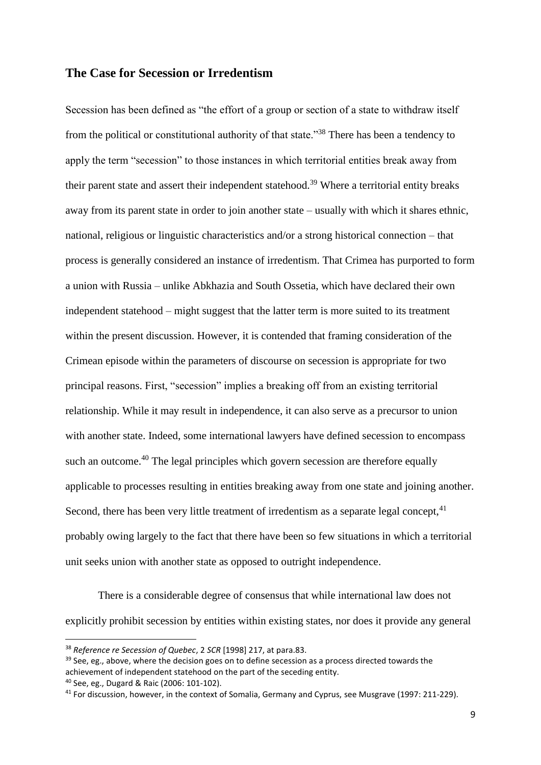## The Case for Secession or Irredentism

Secession has been defined as "the effort of a group or section of a state to withdraw itself from the political or constitutional authority of that state."[38] There has been a tendency to apply the term "secession" to those instances in which territorial entities break away from their parent state and assert their independent statehood.[39] Where a territorial entity breaks away from its parent state in order to join another state – usually with which it shares ethnic, national, religious or linguistic characteristics and/or a strong historical connection – that process is generally considered an instance of irredentism. That Crimea has purported to form a union with Russia – unlike Abkhazia and South Ossetia, which have declared their own independent statehood – might suggest that the latter term is more suited to its treatment within the present discussion. However, it is contended that framing consideration of the Crimean episode within the parameters of discourse on secession is appropriate for two principal reasons. First, "secession" implies a breaking off from an existing territorial relationship. While it may result in independence, it can also serve as a precursor to union with another state. Indeed, some international lawyers have defined secession to encompass such an outcome.[40] The legal principles which govern secession are therefore equally applicable to processes resulting in entities breaking away from one state and joining another. Second, there has been very little treatment of irredentism as a separate legal concept,[41] probably owing largely to the fact that there have been so few situations in which a territorial unit seeks union with another state as opposed to outright independence.

There is a considerable degree of consensus that while international law does not explicitly prohibit secession by entities within existing states, nor does it provide any general

---

[38] *Reference re Secession of Quebec*, 2 *SCR* [1998] 217, at para.83.

[39] See, eg., above, where the decision goes on to define secession as a process directed towards the achievement of independent statehood on the part of the seceding entity.

[40] See, eg., Dugard & Raic (2006: 101-102).

[41] For discussion, however, in the context of Somalia, Germany and Cyprus, see Musgrave (1997: 211-229).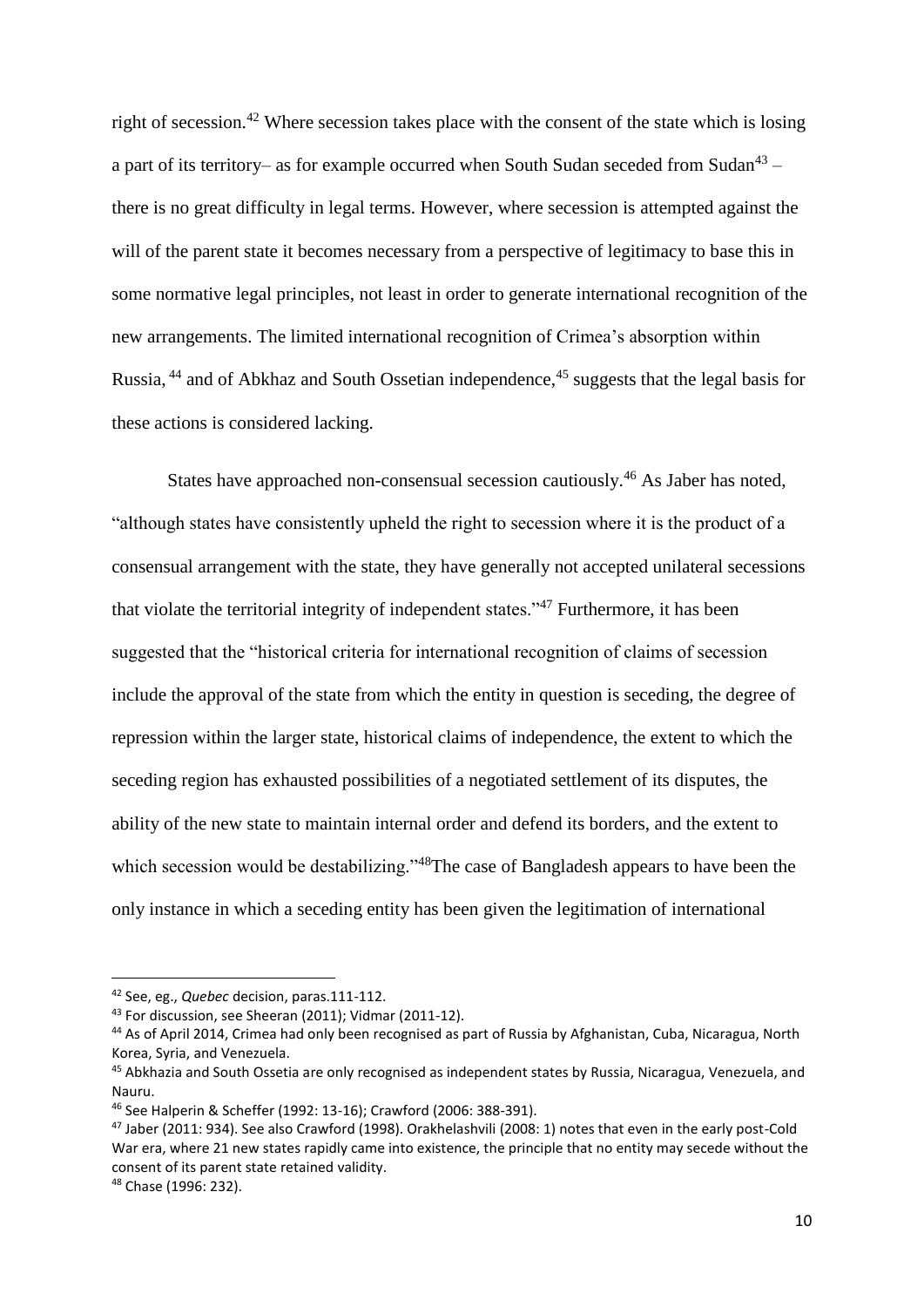right of secession.[42] Where secession takes place with the consent of the state which is losing a part of its territory– as for example occurred when South Sudan seceded from Sudan[43] – there is no great difficulty in legal terms. However, where secession is attempted against the will of the parent state it becomes necessary from a perspective of legitimacy to base this in some normative legal principles, not least in order to generate international recognition of the new arrangements. The limited international recognition of Crimea's absorption within Russia, [44] and of Abkhaz and South Ossetian independence,[45] suggests that the legal basis for these actions is considered lacking.

States have approached non-consensual secession cautiously.[46] As Jaber has noted, "although states have consistently upheld the right to secession where it is the product of a consensual arrangement with the state, they have generally not accepted unilateral secessions that violate the territorial integrity of independent states."[47] Furthermore, it has been suggested that the "historical criteria for international recognition of claims of secession include the approval of the state from which the entity in question is seceding, the degree of repression within the larger state, historical claims of independence, the extent to which the seceding region has exhausted possibilities of a negotiated settlement of its disputes, the ability of the new state to maintain internal order and defend its borders, and the extent to which secession would be destabilizing."[48]The case of Bangladesh appears to have been the only instance in which a seceding entity has been given the legitimation of international

---

[42] See, eg., *Quebec* decision, paras.111-112.

[43] For discussion, see Sheeran (2011); Vidmar (2011-12).

[44] As of April 2014, Crimea had only been recognised as part of Russia by Afghanistan, Cuba, Nicaragua, North Korea, Syria, and Venezuela.

[45] Abkhazia and South Ossetia are only recognised as independent states by Russia, Nicaragua, Venezuela, and Nauru.

[46] See Halperin & Scheffer (1992: 13-16); Crawford (2006: 388-391).

[47] Jaber (2011: 934). See also Crawford (1998). Orakhelashvili (2008: 1) notes that even in the early post-Cold War era, where 21 new states rapidly came into existence, the principle that no entity may secede without the consent of its parent state retained validity.

[48] Chase (1996: 232).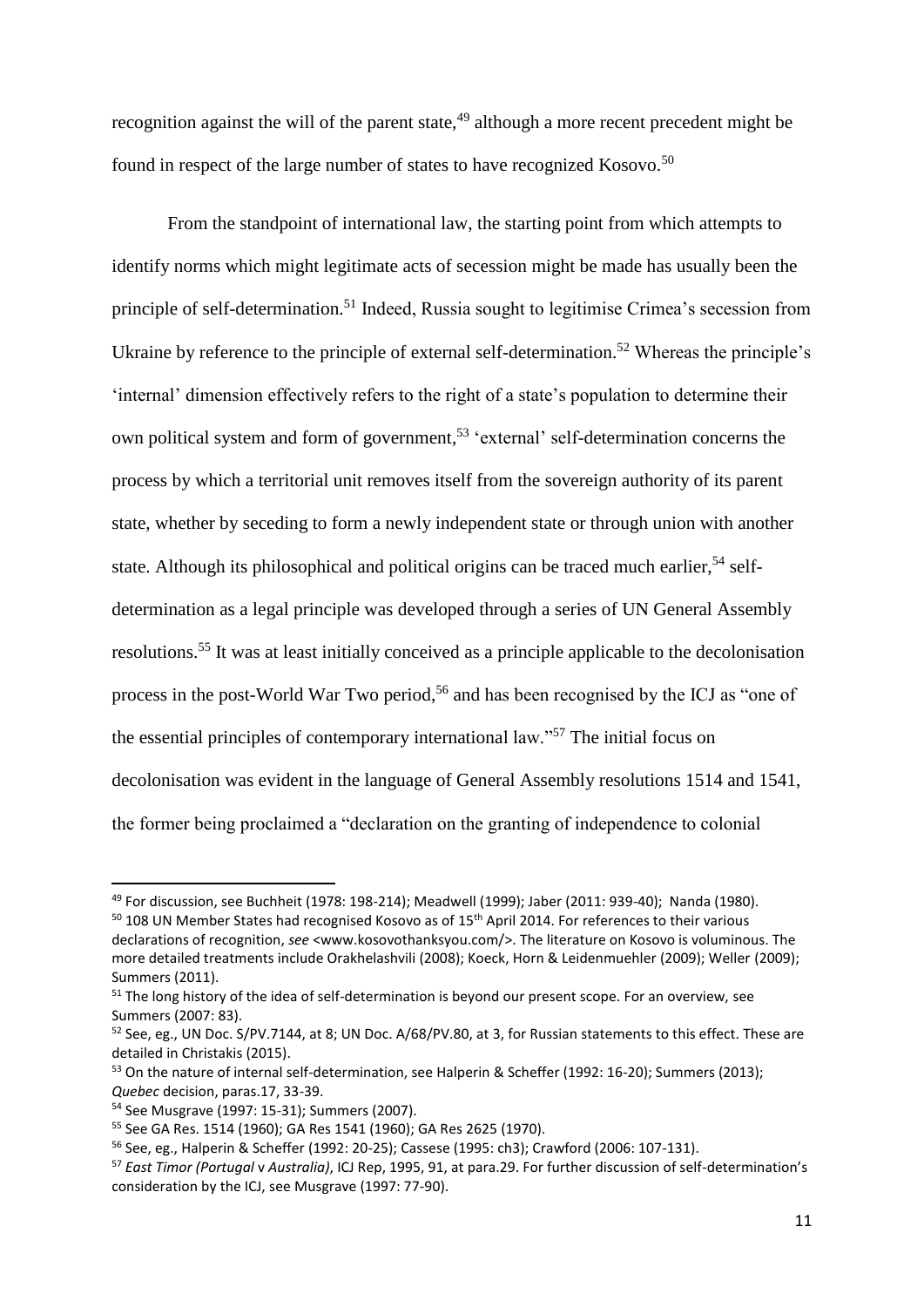recognition against the will of the parent state,[49] although a more recent precedent might be found in respect of the large number of states to have recognized Kosovo.[50]

From the standpoint of international law, the starting point from which attempts to identify norms which might legitimate acts of secession might be made has usually been the principle of self-determination.[51] Indeed, Russia sought to legitimise Crimea's secession from Ukraine by reference to the principle of external self-determination.[52] Whereas the principle's 'internal' dimension effectively refers to the right of a state's population to determine their own political system and form of government,[53] 'external' self-determination concerns the process by which a territorial unit removes itself from the sovereign authority of its parent state, whether by seceding to form a newly independent state or through union with another state. Although its philosophical and political origins can be traced much earlier,[54] self-determination as a legal principle was developed through a series of UN General Assembly resolutions.[55] It was at least initially conceived as a principle applicable to the decolonisation process in the post-World War Two period,[56] and has been recognised by the ICJ as "one of the essential principles of contemporary international law."[57] The initial focus on decolonisation was evident in the language of General Assembly resolutions 1514 and 1541, the former being proclaimed a "declaration on the granting of independence to colonial

---

[49] For discussion, see Buchheit (1978: 198-214); Meadwell (1999); Jaber (2011: 939-40); Nanda (1980).

[50] 108 UN Member States had recognised Kosovo as of 15th April 2014. For references to their various declarations of recognition, *see* <www.kosovothanksyou.com/>. The literature on Kosovo is voluminous. The more detailed treatments include Orakhelashvili (2008); Koeck, Horn & Leidenmuehler (2009); Weller (2009); Summers (2011).

[51] The long history of the idea of self-determination is beyond our present scope. For an overview, see Summers (2007: 83).

[52] See, eg., UN Doc. S/PV.7144, at 8; UN Doc. A/68/PV.80, at 3, for Russian statements to this effect. These are detailed in Christakis (2015).

[53] On the nature of internal self-determination, see Halperin & Scheffer (1992: 16-20); Summers (2013); *Quebec* decision, paras.17, 33-39.

[54] See Musgrave (1997: 15-31); Summers (2007).

[55] See GA Res. 1514 (1960); GA Res 1541 (1960); GA Res 2625 (1970).

[56] See, eg., Halperin & Scheffer (1992: 20-25); Cassese (1995: ch3); Crawford (2006: 107-131).

[57] *East Timor (Portugal* v *Australia)*, ICJ Rep, 1995, 91, at para.29. For further discussion of self-determination's consideration by the ICJ, see Musgrave (1997: 77-90).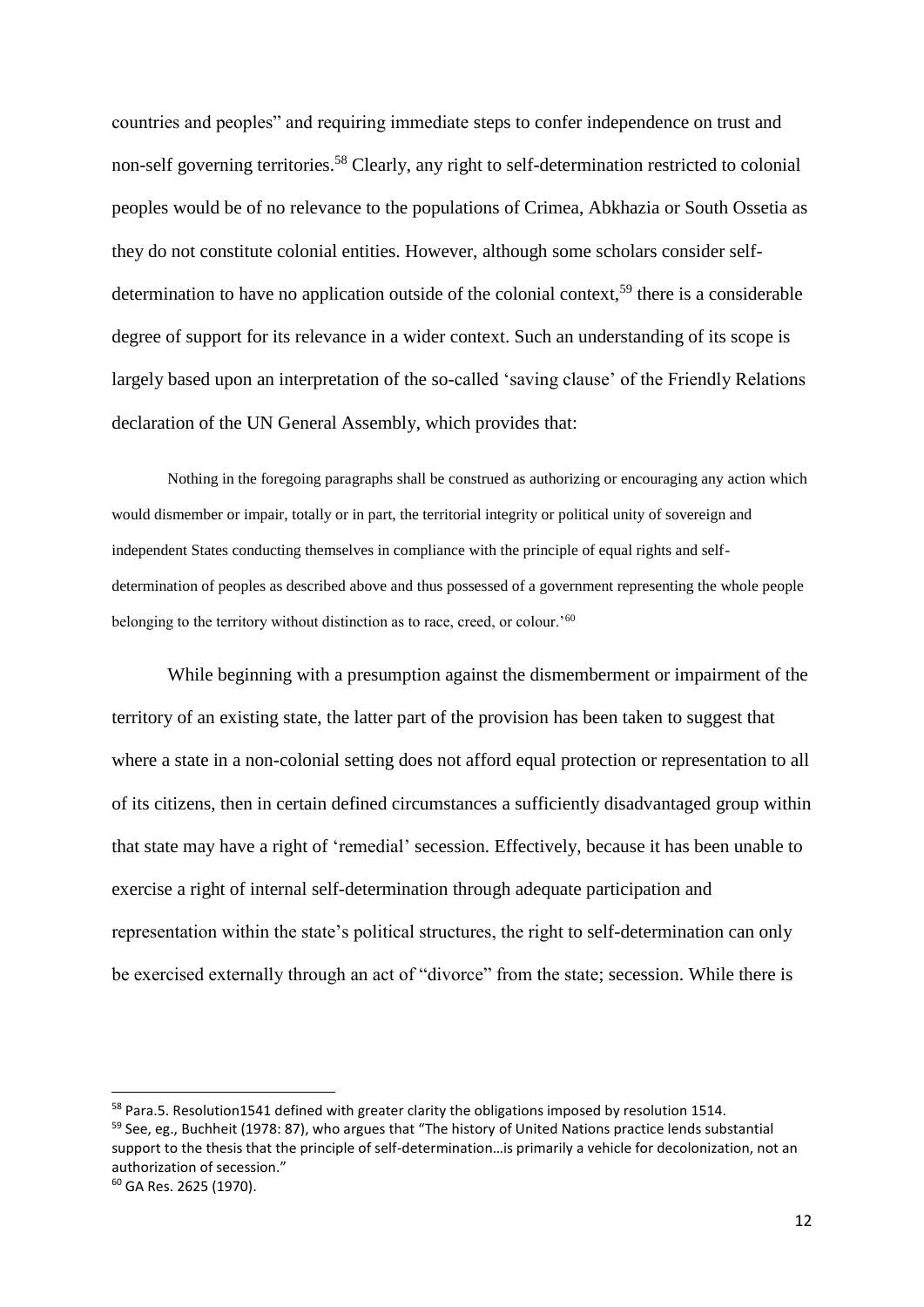countries and peoples" and requiring immediate steps to confer independence on trust and non-self governing territories.[58] Clearly, any right to self-determination restricted to colonial peoples would be of no relevance to the populations of Crimea, Abkhazia or South Ossetia as they do not constitute colonial entities. However, although some scholars consider self-determination to have no application outside of the colonial context,[59] there is a considerable degree of support for its relevance in a wider context. Such an understanding of its scope is largely based upon an interpretation of the so-called 'saving clause' of the Friendly Relations declaration of the UN General Assembly, which provides that:

> Nothing in the foregoing paragraphs shall be construed as authorizing or encouraging any action which would dismember or impair, totally or in part, the territorial integrity or political unity of sovereign and independent States conducting themselves in compliance with the principle of equal rights and self-determination of peoples as described above and thus possessed of a government representing the whole people belonging to the territory without distinction as to race, creed, or colour.'[60]

While beginning with a presumption against the dismemberment or impairment of the territory of an existing state, the latter part of the provision has been taken to suggest that where a state in a non-colonial setting does not afford equal protection or representation to all of its citizens, then in certain defined circumstances a sufficiently disadvantaged group within that state may have a right of 'remedial' secession. Effectively, because it has been unable to exercise a right of internal self-determination through adequate participation and representation within the state's political structures, the right to self-determination can only be exercised externally through an act of "divorce" from the state; secession. While there is

---

[58] Para.5. Resolution1541 defined with greater clarity the obligations imposed by resolution 1514.

[59] See, eg., Buchheit (1978: 87), who argues that "The history of United Nations practice lends substantial support to the thesis that the principle of self-determination…is primarily a vehicle for decolonization, not an authorization of secession."

[60] GA Res. 2625 (1970).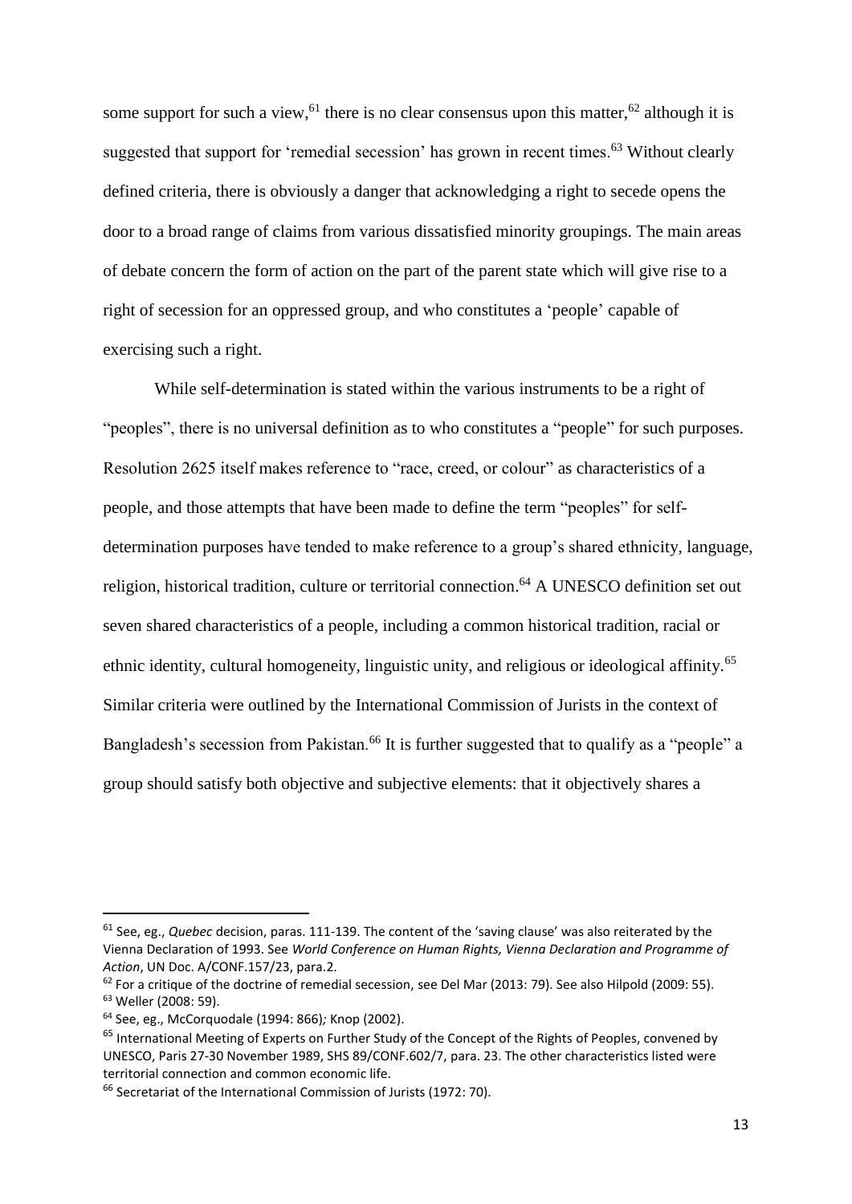some support for such a view,[61] there is no clear consensus upon this matter,[62] although it is suggested that support for 'remedial secession' has grown in recent times.[63] Without clearly defined criteria, there is obviously a danger that acknowledging a right to secede opens the door to a broad range of claims from various dissatisfied minority groupings. The main areas of debate concern the form of action on the part of the parent state which will give rise to a right of secession for an oppressed group, and who constitutes a 'people' capable of exercising such a right.

While self-determination is stated within the various instruments to be a right of "peoples", there is no universal definition as to who constitutes a "people" for such purposes. Resolution 2625 itself makes reference to "race, creed, or colour" as characteristics of a people, and those attempts that have been made to define the term "peoples" for self-determination purposes have tended to make reference to a group's shared ethnicity, language, religion, historical tradition, culture or territorial connection.[64] A UNESCO definition set out seven shared characteristics of a people, including a common historical tradition, racial or ethnic identity, cultural homogeneity, linguistic unity, and religious or ideological affinity.[65] Similar criteria were outlined by the International Commission of Jurists in the context of Bangladesh's secession from Pakistan.[66] It is further suggested that to qualify as a "people" a group should satisfy both objective and subjective elements: that it objectively shares a

---

[61] See, eg., *Quebec* decision, paras. 111-139. The content of the 'saving clause' was also reiterated by the Vienna Declaration of 1993. See *World Conference on Human Rights, Vienna Declaration and Programme of Action*, UN Doc. A/CONF.157/23, para.2.

[62] For a critique of the doctrine of remedial secession, see Del Mar (2013: 79). See also Hilpold (2009: 55).

[63] Weller (2008: 59).

[64] See, eg., McCorquodale (1994: 866)*;* Knop (2002).

[65] International Meeting of Experts on Further Study of the Concept of the Rights of Peoples, convened by UNESCO, Paris 27-30 November 1989, SHS 89/CONF.602/7, para. 23. The other characteristics listed were territorial connection and common economic life.

[66] Secretariat of the International Commission of Jurists (1972: 70).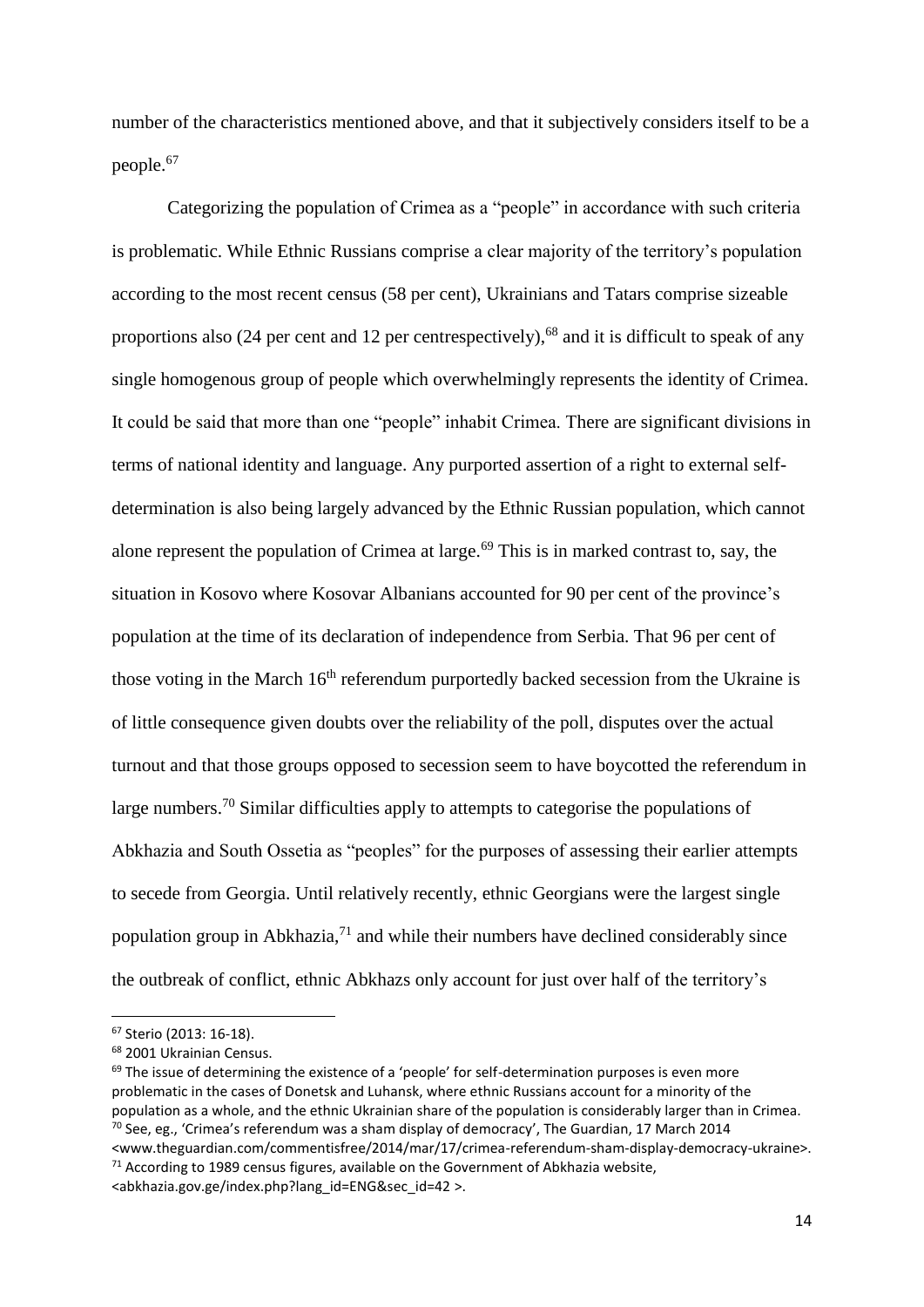number of the characteristics mentioned above, and that it subjectively considers itself to be a people.[67]

Categorizing the population of Crimea as a "people" in accordance with such criteria is problematic. While Ethnic Russians comprise a clear majority of the territory's population according to the most recent census (58 per cent), Ukrainians and Tatars comprise sizeable proportions also (24 per cent and 12 per centrespectively),[68] and it is difficult to speak of any single homogenous group of people which overwhelmingly represents the identity of Crimea. It could be said that more than one "people" inhabit Crimea. There are significant divisions in terms of national identity and language. Any purported assertion of a right to external self-determination is also being largely advanced by the Ethnic Russian population, which cannot alone represent the population of Crimea at large.[69] This is in marked contrast to, say, the situation in Kosovo where Kosovar Albanians accounted for 90 per cent of the province's population at the time of its declaration of independence from Serbia. That 96 per cent of those voting in the March 16th referendum purportedly backed secession from the Ukraine is of little consequence given doubts over the reliability of the poll, disputes over the actual turnout and that those groups opposed to secession seem to have boycotted the referendum in large numbers.[70] Similar difficulties apply to attempts to categorise the populations of Abkhazia and South Ossetia as "peoples" for the purposes of assessing their earlier attempts to secede from Georgia. Until relatively recently, ethnic Georgians were the largest single population group in Abkhazia,[71] and while their numbers have declined considerably since the outbreak of conflict, ethnic Abkhazs only account for just over half of the territory's

---

[67] Sterio (2013: 16-18).

[68] 2001 Ukrainian Census.

[69] The issue of determining the existence of a 'people' for self-determination purposes is even more problematic in the cases of Donetsk and Luhansk, where ethnic Russians account for a minority of the population as a whole, and the ethnic Ukrainian share of the population is considerably larger than in Crimea.

[70] See, eg., 'Crimea's referendum was a sham display of democracy', The Guardian, 17 March 2014 <www.theguardian.com/commentisfree/2014/mar/17/crimea-referendum-sham-display-democracy-ukraine>.

[71] According to 1989 census figures, available on the Government of Abkhazia website, <abkhazia.gov.ge/index.php?lang_id=ENG&sec_id=42 >.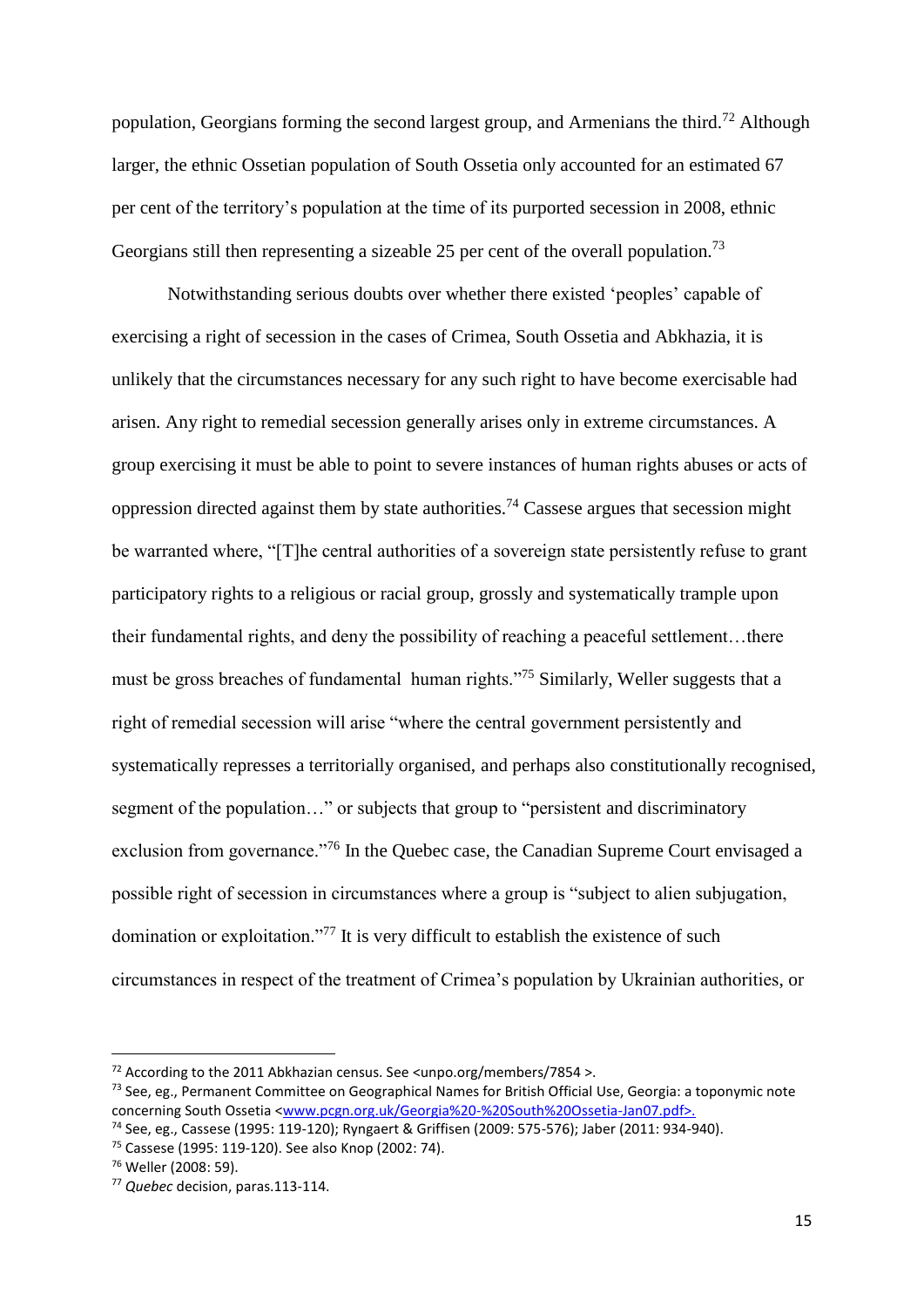population, Georgians forming the second largest group, and Armenians the third.[72] Although larger, the ethnic Ossetian population of South Ossetia only accounted for an estimated 67 per cent of the territory's population at the time of its purported secession in 2008, ethnic Georgians still then representing a sizeable 25 per cent of the overall population.[73]

Notwithstanding serious doubts over whether there existed 'peoples' capable of exercising a right of secession in the cases of Crimea, South Ossetia and Abkhazia, it is unlikely that the circumstances necessary for any such right to have become exercisable had arisen. Any right to remedial secession generally arises only in extreme circumstances. A group exercising it must be able to point to severe instances of human rights abuses or acts of oppression directed against them by state authorities.[74] Cassese argues that secession might be warranted where, "[T]he central authorities of a sovereign state persistently refuse to grant participatory rights to a religious or racial group, grossly and systematically trample upon their fundamental rights, and deny the possibility of reaching a peaceful settlement…there must be gross breaches of fundamental human rights."[75] Similarly, Weller suggests that a right of remedial secession will arise "where the central government persistently and systematically represses a territorially organised, and perhaps also constitutionally recognised, segment of the population…" or subjects that group to "persistent and discriminatory exclusion from governance."[76] In the Quebec case, the Canadian Supreme Court envisaged a possible right of secession in circumstances where a group is "subject to alien subjugation, domination or exploitation."[77] It is very difficult to establish the existence of such circumstances in respect of the treatment of Crimea's population by Ukrainian authorities, or

---

[72] According to the 2011 Abkhazian census. See <unpo.org/members/7854 >.

[73] See, eg., Permanent Committee on Geographical Names for British Official Use, Georgia: a toponymic note concerning South Ossetia <www.pcgn.org.uk/Georgia%20-%20South%20Ossetia-Jan07.pdf>.

[74] See, eg., Cassese (1995: 119-120); Ryngaert & Griffisen (2009: 575-576); Jaber (2011: 934-940).

[75] Cassese (1995: 119-120). See also Knop (2002: 74).

[76] Weller (2008: 59).

[77] *Quebec* decision, paras.113-114.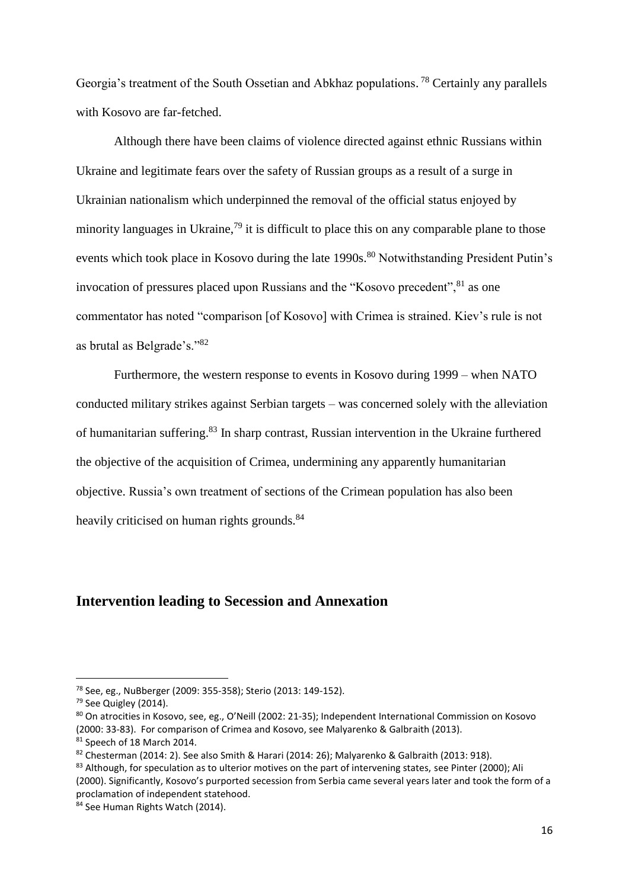Georgia's treatment of the South Ossetian and Abkhaz populations. [78] Certainly any parallels with Kosovo are far-fetched.

Although there have been claims of violence directed against ethnic Russians within Ukraine and legitimate fears over the safety of Russian groups as a result of a surge in Ukrainian nationalism which underpinned the removal of the official status enjoyed by minority languages in Ukraine,[79] it is difficult to place this on any comparable plane to those events which took place in Kosovo during the late 1990s.[80] Notwithstanding President Putin's invocation of pressures placed upon Russians and the "Kosovo precedent",[81] as one commentator has noted "comparison [of Kosovo] with Crimea is strained. Kiev's rule is not as brutal as Belgrade's."[82]

Furthermore, the western response to events in Kosovo during 1999 – when NATO conducted military strikes against Serbian targets – was concerned solely with the alleviation of humanitarian suffering.[83] In sharp contrast, Russian intervention in the Ukraine furthered the objective of the acquisition of Crimea, undermining any apparently humanitarian objective. Russia's own treatment of sections of the Crimean population has also been heavily criticised on human rights grounds.[84]

## Intervention leading to Secession and Annexation

---

[78] See, eg., NuBberger (2009: 355-358); Sterio (2013: 149-152).

[79] See Quigley (2014).

[80] On atrocities in Kosovo, see, eg., O'Neill (2002: 21-35); Independent International Commission on Kosovo (2000: 33-83). For comparison of Crimea and Kosovo, see Malyarenko & Galbraith (2013).

[81] Speech of 18 March 2014.

[82] Chesterman (2014: 2). See also Smith & Harari (2014: 26); Malyarenko & Galbraith (2013: 918).

[83] Although, for speculation as to ulterior motives on the part of intervening states, see Pinter (2000); Ali (2000). Significantly, Kosovo's purported secession from Serbia came several years later and took the form of a proclamation of independent statehood.

[84] See Human Rights Watch (2014).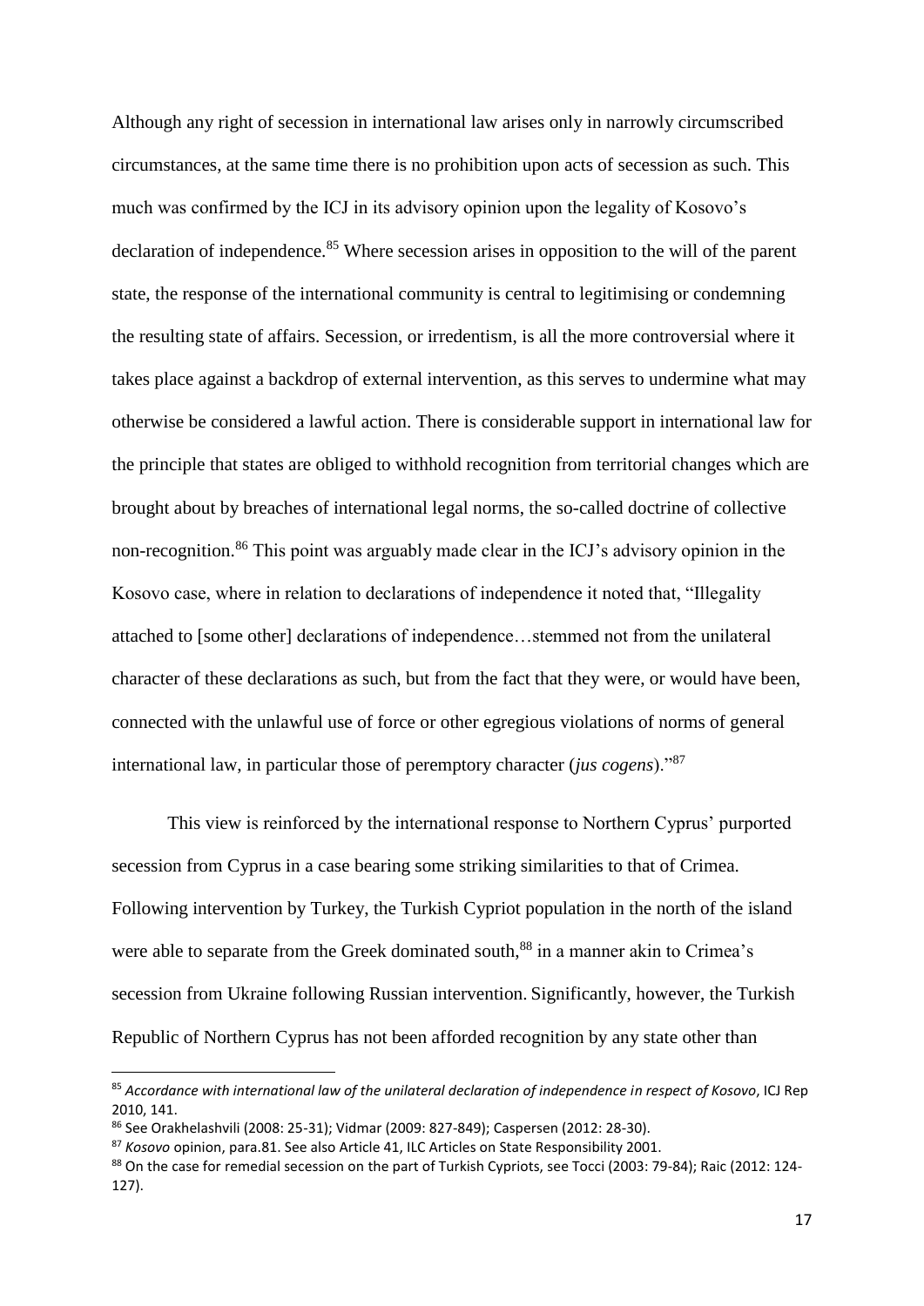Although any right of secession in international law arises only in narrowly circumscribed circumstances, at the same time there is no prohibition upon acts of secession as such. This much was confirmed by the ICJ in its advisory opinion upon the legality of Kosovo's declaration of independence.[85] Where secession arises in opposition to the will of the parent state, the response of the international community is central to legitimising or condemning the resulting state of affairs. Secession, or irredentism, is all the more controversial where it takes place against a backdrop of external intervention, as this serves to undermine what may otherwise be considered a lawful action. There is considerable support in international law for the principle that states are obliged to withhold recognition from territorial changes which are brought about by breaches of international legal norms, the so-called doctrine of collective non-recognition.[86] This point was arguably made clear in the ICJ's advisory opinion in the Kosovo case, where in relation to declarations of independence it noted that, "Illegality attached to [some other] declarations of independence…stemmed not from the unilateral character of these declarations as such, but from the fact that they were, or would have been, connected with the unlawful use of force or other egregious violations of norms of general international law, in particular those of peremptory character (*jus cogens*)."[87]

This view is reinforced by the international response to Northern Cyprus' purported secession from Cyprus in a case bearing some striking similarities to that of Crimea. Following intervention by Turkey, the Turkish Cypriot population in the north of the island were able to separate from the Greek dominated south,[88] in a manner akin to Crimea's secession from Ukraine following Russian intervention. Significantly, however, the Turkish Republic of Northern Cyprus has not been afforded recognition by any state other than

---

[85] *Accordance with international law of the unilateral declaration of independence in respect of Kosovo*, ICJ Rep 2010, 141.

[86] See Orakhelashvili (2008: 25-31); Vidmar (2009: 827-849); Caspersen (2012: 28-30).

[87] *Kosovo* opinion, para.81. See also Article 41, ILC Articles on State Responsibility 2001.

[88] On the case for remedial secession on the part of Turkish Cypriots, see Tocci (2003: 79-84); Raic (2012: 124-127).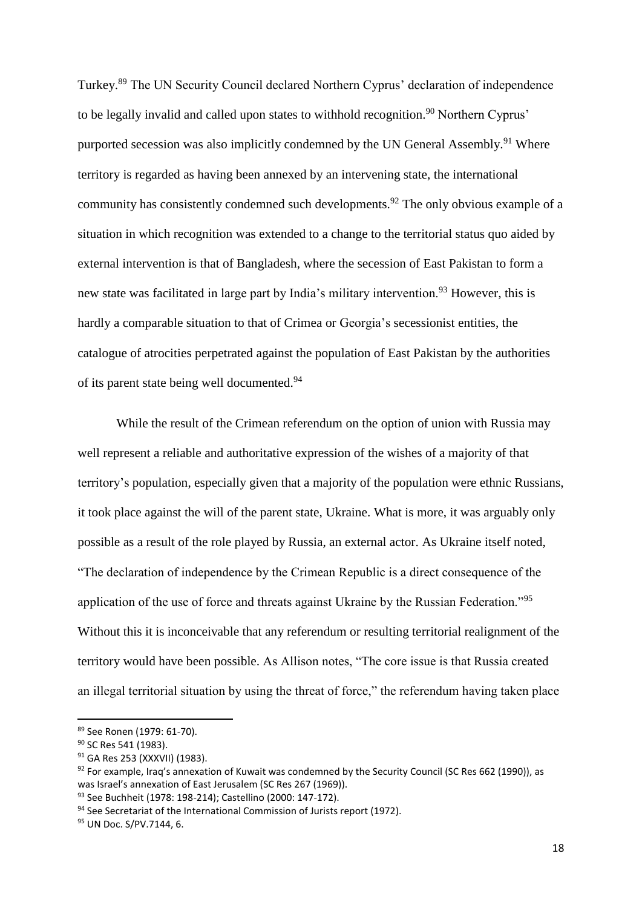Turkey.[89] The UN Security Council declared Northern Cyprus' declaration of independence to be legally invalid and called upon states to withhold recognition.[90] Northern Cyprus' purported secession was also implicitly condemned by the UN General Assembly.[91] Where territory is regarded as having been annexed by an intervening state, the international community has consistently condemned such developments.[92] The only obvious example of a situation in which recognition was extended to a change to the territorial status quo aided by external intervention is that of Bangladesh, where the secession of East Pakistan to form a new state was facilitated in large part by India's military intervention.[93] However, this is hardly a comparable situation to that of Crimea or Georgia's secessionist entities, the catalogue of atrocities perpetrated against the population of East Pakistan by the authorities of its parent state being well documented.[94]

While the result of the Crimean referendum on the option of union with Russia may well represent a reliable and authoritative expression of the wishes of a majority of that territory's population, especially given that a majority of the population were ethnic Russians, it took place against the will of the parent state, Ukraine. What is more, it was arguably only possible as a result of the role played by Russia, an external actor. As Ukraine itself noted, "The declaration of independence by the Crimean Republic is a direct consequence of the application of the use of force and threats against Ukraine by the Russian Federation."[95] Without this it is inconceivable that any referendum or resulting territorial realignment of the territory would have been possible. As Allison notes, "The core issue is that Russia created an illegal territorial situation by using the threat of force," the referendum having taken place

---

[89] See Ronen (1979: 61-70).

[90] SC Res 541 (1983).

[91] GA Res 253 (XXXVII) (1983).

[92] For example, Iraq's annexation of Kuwait was condemned by the Security Council (SC Res 662 (1990)), as was Israel's annexation of East Jerusalem (SC Res 267 (1969)).

[93] See Buchheit (1978: 198-214); Castellino (2000: 147-172).

[94] See Secretariat of the International Commission of Jurists report (1972).

[95] UN Doc. S/PV.7144, 6.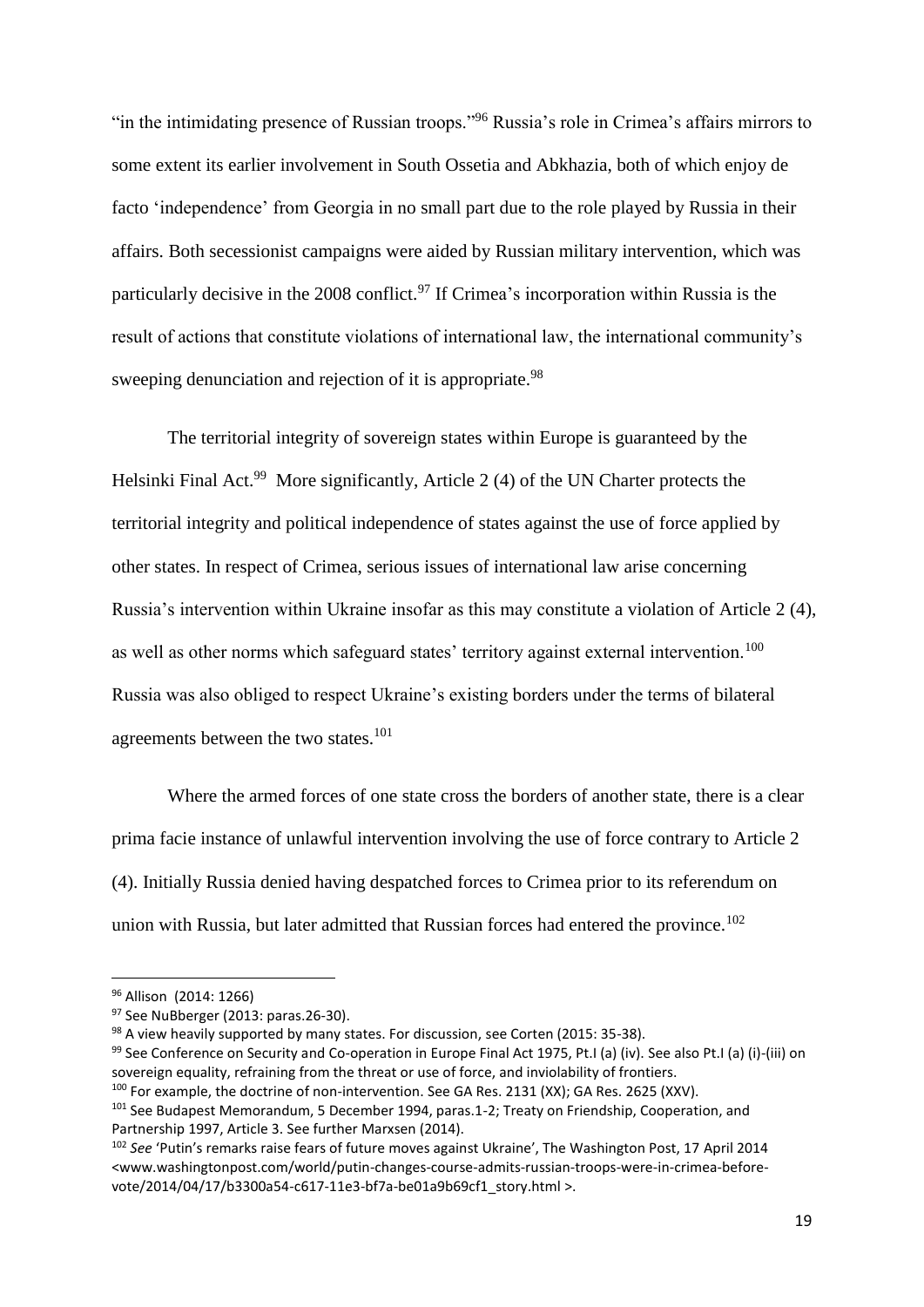"in the intimidating presence of Russian troops."[96] Russia's role in Crimea's affairs mirrors to some extent its earlier involvement in South Ossetia and Abkhazia, both of which enjoy de facto 'independence' from Georgia in no small part due to the role played by Russia in their affairs. Both secessionist campaigns were aided by Russian military intervention, which was particularly decisive in the 2008 conflict.[97] If Crimea's incorporation within Russia is the result of actions that constitute violations of international law, the international community's sweeping denunciation and rejection of it is appropriate.[98]

The territorial integrity of sovereign states within Europe is guaranteed by the Helsinki Final Act.[99] More significantly, Article 2 (4) of the UN Charter protects the territorial integrity and political independence of states against the use of force applied by other states. In respect of Crimea, serious issues of international law arise concerning Russia's intervention within Ukraine insofar as this may constitute a violation of Article 2 (4), as well as other norms which safeguard states' territory against external intervention.[100] Russia was also obliged to respect Ukraine's existing borders under the terms of bilateral agreements between the two states.[101]

Where the armed forces of one state cross the borders of another state, there is a clear prima facie instance of unlawful intervention involving the use of force contrary to Article 2 (4). Initially Russia denied having despatched forces to Crimea prior to its referendum on union with Russia, but later admitted that Russian forces had entered the province.[102]

---

[96] Allison (2014: 1266)

[97] See NuBberger (2013: paras.26-30).

[98] A view heavily supported by many states. For discussion, see Corten (2015: 35-38).

[99] See Conference on Security and Co-operation in Europe Final Act 1975, Pt.I (a) (iv). See also Pt.I (a) (i)-(iii) on sovereign equality, refraining from the threat or use of force, and inviolability of frontiers.

[100] For example, the doctrine of non-intervention. See GA Res. 2131 (XX); GA Res. 2625 (XXV).

[101] See Budapest Memorandum, 5 December 1994, paras.1-2; Treaty on Friendship, Cooperation, and Partnership 1997, Article 3. See further Marxsen (2014).

[102] *See* 'Putin's remarks raise fears of future moves against Ukraine', The Washington Post, 17 April 2014 <www.washingtonpost.com/world/putin-changes-course-admits-russian-troops-were-in-crimea-before-vote/2014/04/17/b3300a54-c617-11e3-bf7a-be01a9b69cf1_story.html >.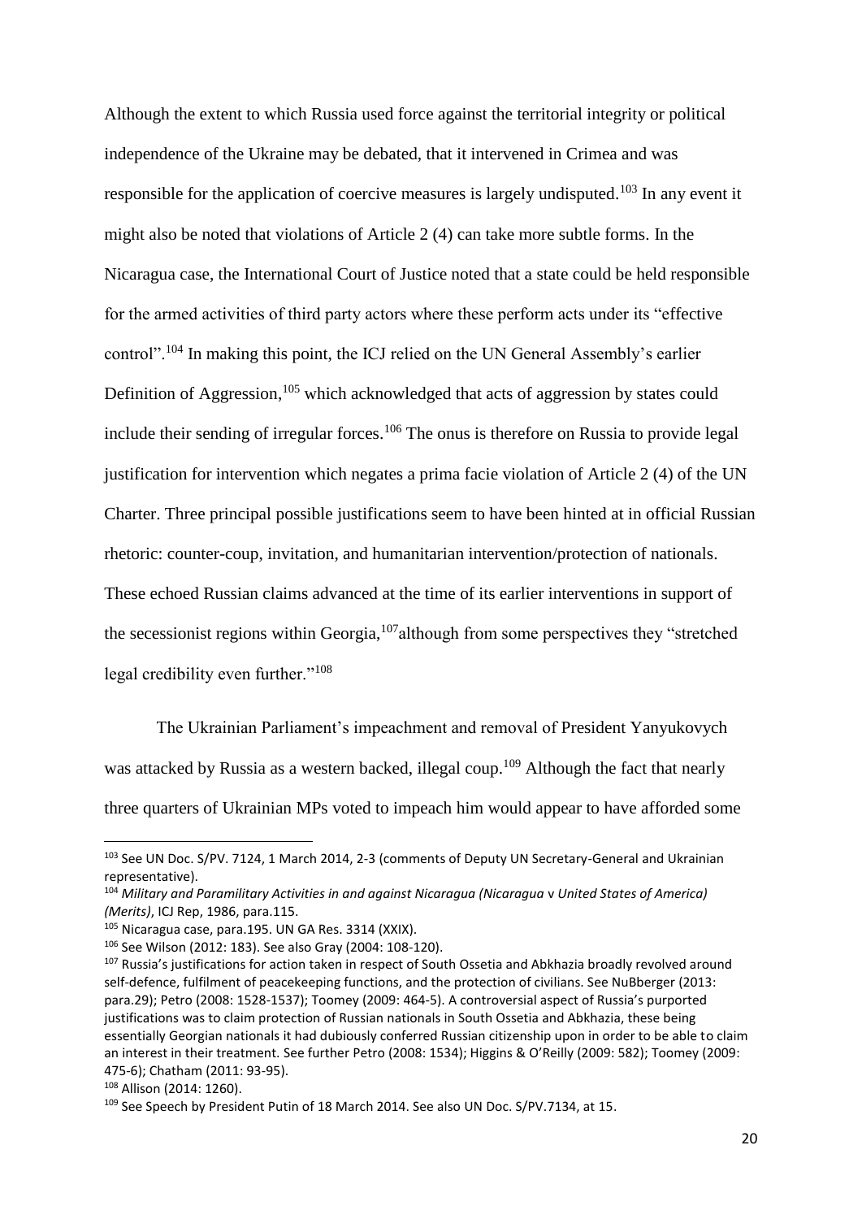Although the extent to which Russia used force against the territorial integrity or political independence of the Ukraine may be debated, that it intervened in Crimea and was responsible for the application of coercive measures is largely undisputed.[103] In any event it might also be noted that violations of Article 2 (4) can take more subtle forms. In the Nicaragua case, the International Court of Justice noted that a state could be held responsible for the armed activities of third party actors where these perform acts under its "effective control".[104] In making this point, the ICJ relied on the UN General Assembly's earlier Definition of Aggression,[105] which acknowledged that acts of aggression by states could include their sending of irregular forces.[106] The onus is therefore on Russia to provide legal justification for intervention which negates a prima facie violation of Article 2 (4) of the UN Charter. Three principal possible justifications seem to have been hinted at in official Russian rhetoric: counter-coup, invitation, and humanitarian intervention/protection of nationals. These echoed Russian claims advanced at the time of its earlier interventions in support of the secessionist regions within Georgia,[107] although from some perspectives they "stretched legal credibility even further."[108]

The Ukrainian Parliament's impeachment and removal of President Yanyukovych was attacked by Russia as a western backed, illegal coup.[109] Although the fact that nearly three quarters of Ukrainian MPs voted to impeach him would appear to have afforded some

---

[103] See UN Doc. S/PV. 7124, 1 March 2014, 2-3 (comments of Deputy UN Secretary-General and Ukrainian representative).

[104] *Military and Paramilitary Activities in and against Nicaragua (Nicaragua* v *United States of America) (Merits)*, ICJ Rep, 1986, para.115.

[105] Nicaragua case, para.195. UN GA Res. 3314 (XXIX).

[106] See Wilson (2012: 183). See also Gray (2004: 108-120).

[107] Russia's justifications for action taken in respect of South Ossetia and Abkhazia broadly revolved around self-defence, fulfilment of peacekeeping functions, and the protection of civilians. See NuBberger (2013: para.29); Petro (2008: 1528-1537); Toomey (2009: 464-5). A controversial aspect of Russia's purported justifications was to claim protection of Russian nationals in South Ossetia and Abkhazia, these being essentially Georgian nationals it had dubiously conferred Russian citizenship upon in order to be able to claim an interest in their treatment. See further Petro (2008: 1534); Higgins & O'Reilly (2009: 582); Toomey (2009: 475-6); Chatham (2011: 93-95).

[108] Allison (2014: 1260).

[109] See Speech by President Putin of 18 March 2014. See also UN Doc. S/PV.7134, at 15.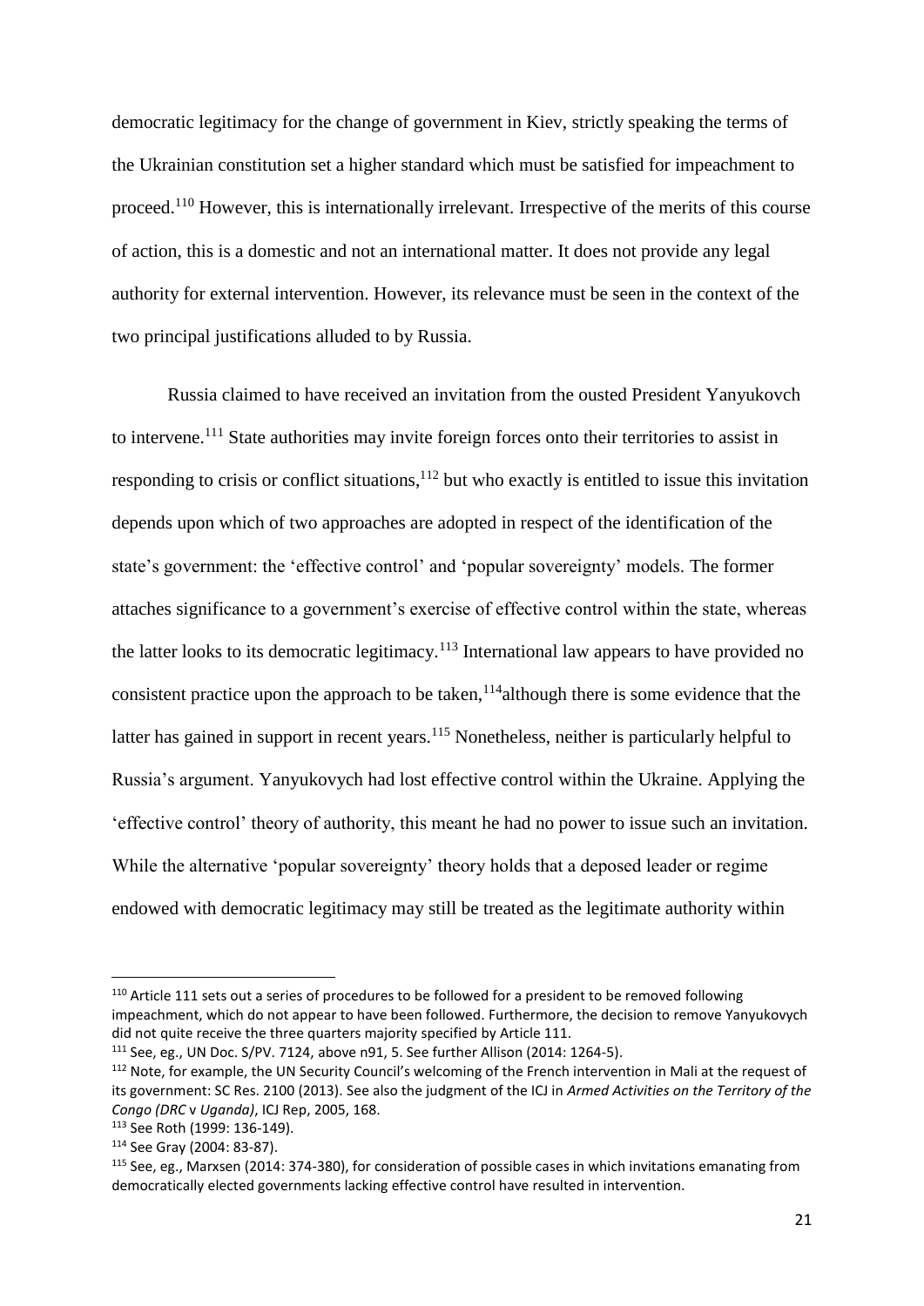democratic legitimacy for the change of government in Kiev, strictly speaking the terms of the Ukrainian constitution set a higher standard which must be satisfied for impeachment to proceed.[110] However, this is internationally irrelevant. Irrespective of the merits of this course of action, this is a domestic and not an international matter. It does not provide any legal authority for external intervention. However, its relevance must be seen in the context of the two principal justifications alluded to by Russia.

Russia claimed to have received an invitation from the ousted President Yanyukovch to intervene.[111] State authorities may invite foreign forces onto their territories to assist in responding to crisis or conflict situations,[112] but who exactly is entitled to issue this invitation depends upon which of two approaches are adopted in respect of the identification of the state's government: the 'effective control' and 'popular sovereignty' models. The former attaches significance to a government's exercise of effective control within the state, whereas the latter looks to its democratic legitimacy.[113] International law appears to have provided no consistent practice upon the approach to be taken,[114]although there is some evidence that the latter has gained in support in recent years.[115] Nonetheless, neither is particularly helpful to Russia's argument. Yanyukovych had lost effective control within the Ukraine. Applying the 'effective control' theory of authority, this meant he had no power to issue such an invitation. While the alternative 'popular sovereignty' theory holds that a deposed leader or regime endowed with democratic legitimacy may still be treated as the legitimate authority within

---

[110] Article 111 sets out a series of procedures to be followed for a president to be removed following impeachment, which do not appear to have been followed. Furthermore, the decision to remove Yanyukovych did not quite receive the three quarters majority specified by Article 111.

[111] See, eg., UN Doc. S/PV. 7124, above n91, 5. See further Allison (2014: 1264-5).

[112] Note, for example, the UN Security Council's welcoming of the French intervention in Mali at the request of its government: SC Res. 2100 (2013). See also the judgment of the ICJ in *Armed Activities on the Territory of the Congo (DRC* v *Uganda)*, ICJ Rep, 2005, 168.

[113] See Roth (1999: 136-149).

[114] See Gray (2004: 83-87).

[115] See, eg., Marxsen (2014: 374-380), for consideration of possible cases in which invitations emanating from democratically elected governments lacking effective control have resulted in intervention.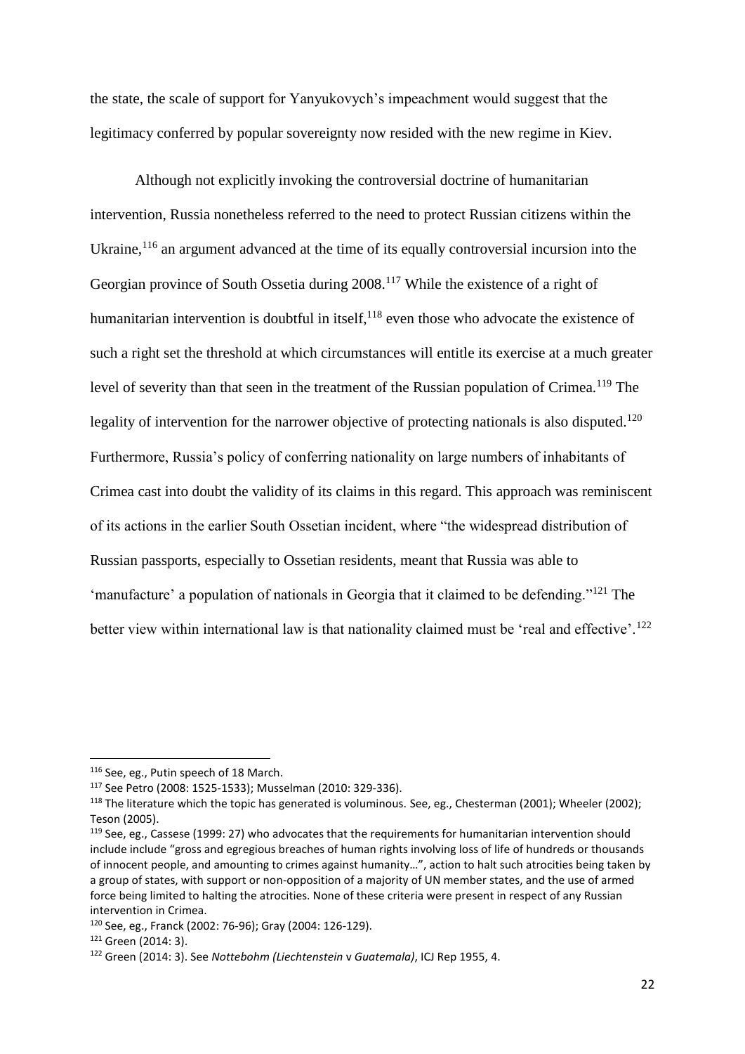the state, the scale of support for Yanyukovych's impeachment would suggest that the legitimacy conferred by popular sovereignty now resided with the new regime in Kiev.

Although not explicitly invoking the controversial doctrine of humanitarian intervention, Russia nonetheless referred to the need to protect Russian citizens within the Ukraine,[116] an argument advanced at the time of its equally controversial incursion into the Georgian province of South Ossetia during 2008.[117] While the existence of a right of humanitarian intervention is doubtful in itself,[118] even those who advocate the existence of such a right set the threshold at which circumstances will entitle its exercise at a much greater level of severity than that seen in the treatment of the Russian population of Crimea.[119] The legality of intervention for the narrower objective of protecting nationals is also disputed.[120] Furthermore, Russia's policy of conferring nationality on large numbers of inhabitants of Crimea cast into doubt the validity of its claims in this regard. This approach was reminiscent of its actions in the earlier South Ossetian incident, where "the widespread distribution of Russian passports, especially to Ossetian residents, meant that Russia was able to 'manufacture' a population of nationals in Georgia that it claimed to be defending."[121] The better view within international law is that nationality claimed must be 'real and effective'.[122]

---

[116] See, eg., Putin speech of 18 March.

[117] See Petro (2008: 1525-1533); Musselman (2010: 329-336).

[118] The literature which the topic has generated is voluminous. See, eg., Chesterman (2001); Wheeler (2002); Teson (2005).

[119] See, eg., Cassese (1999: 27) who advocates that the requirements for humanitarian intervention should include include "gross and egregious breaches of human rights involving loss of life of hundreds or thousands of innocent people, and amounting to crimes against humanity…", action to halt such atrocities being taken by a group of states, with support or non-opposition of a majority of UN member states, and the use of armed force being limited to halting the atrocities. None of these criteria were present in respect of any Russian intervention in Crimea.

[120] See, eg., Franck (2002: 76-96); Gray (2004: 126-129).

[121] Green (2014: 3).

[122] Green (2014: 3). See *Nottebohm (Liechtenstein* v *Guatemala)*, ICJ Rep 1955, 4.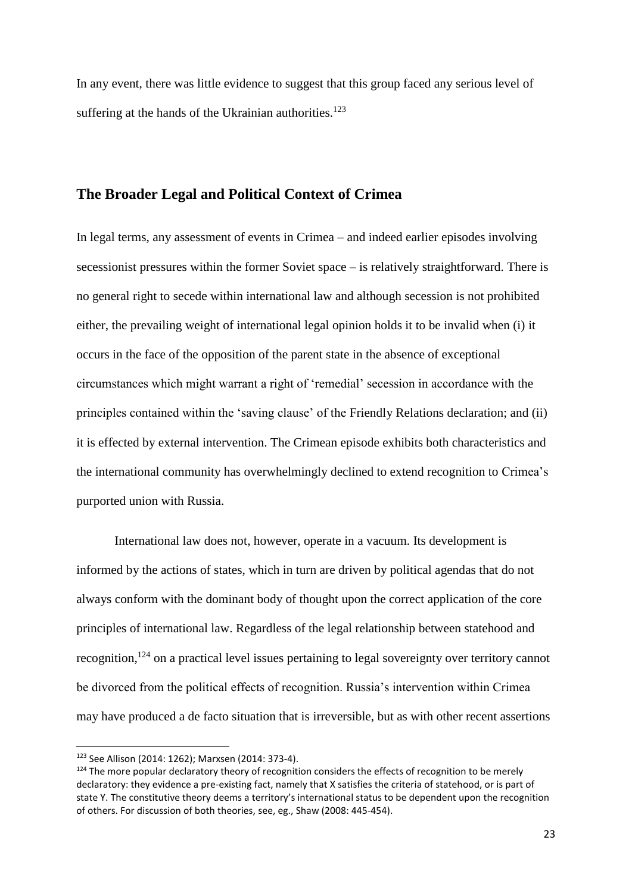In any event, there was little evidence to suggest that this group faced any serious level of suffering at the hands of the Ukrainian authorities.[123]

## The Broader Legal and Political Context of Crimea

In legal terms, any assessment of events in Crimea – and indeed earlier episodes involving secessionist pressures within the former Soviet space – is relatively straightforward. There is no general right to secede within international law and although secession is not prohibited either, the prevailing weight of international legal opinion holds it to be invalid when (i) it occurs in the face of the opposition of the parent state in the absence of exceptional circumstances which might warrant a right of 'remedial' secession in accordance with the principles contained within the 'saving clause' of the Friendly Relations declaration; and (ii) it is effected by external intervention. The Crimean episode exhibits both characteristics and the international community has overwhelmingly declined to extend recognition to Crimea's purported union with Russia.

International law does not, however, operate in a vacuum. Its development is informed by the actions of states, which in turn are driven by political agendas that do not always conform with the dominant body of thought upon the correct application of the core principles of international law. Regardless of the legal relationship between statehood and recognition,[124] on a practical level issues pertaining to legal sovereignty over territory cannot be divorced from the political effects of recognition. Russia's intervention within Crimea may have produced a de facto situation that is irreversible, but as with other recent assertions

---

[123] See Allison (2014: 1262); Marxsen (2014: 373-4).

[124] The more popular declaratory theory of recognition considers the effects of recognition to be merely declaratory: they evidence a pre-existing fact, namely that X satisfies the criteria of statehood, or is part of state Y. The constitutive theory deems a territory's international status to be dependent upon the recognition of others. For discussion of both theories, see, eg., Shaw (2008: 445-454).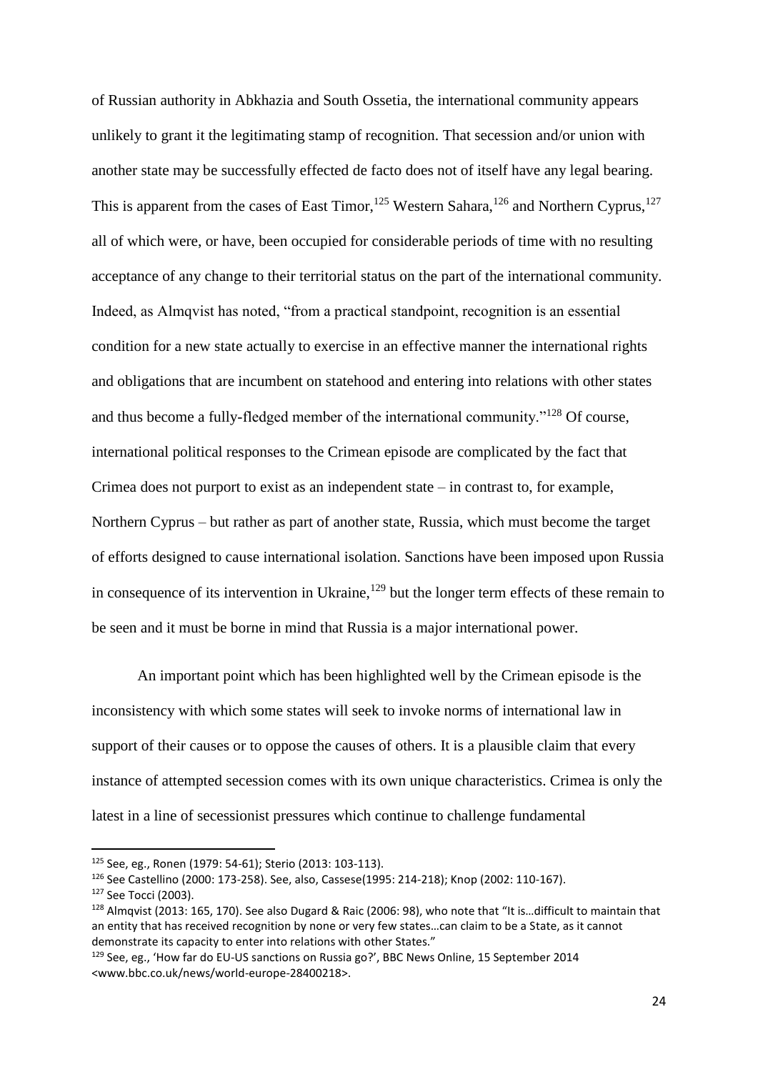of Russian authority in Abkhazia and South Ossetia, the international community appears unlikely to grant it the legitimating stamp of recognition. That secession and/or union with another state may be successfully effected de facto does not of itself have any legal bearing. This is apparent from the cases of East Timor,[125] Western Sahara,[126] and Northern Cyprus,[127] all of which were, or have, been occupied for considerable periods of time with no resulting acceptance of any change to their territorial status on the part of the international community. Indeed, as Almqvist has noted, "from a practical standpoint, recognition is an essential condition for a new state actually to exercise in an effective manner the international rights and obligations that are incumbent on statehood and entering into relations with other states and thus become a fully-fledged member of the international community."[128] Of course, international political responses to the Crimean episode are complicated by the fact that Crimea does not purport to exist as an independent state – in contrast to, for example, Northern Cyprus – but rather as part of another state, Russia, which must become the target of efforts designed to cause international isolation. Sanctions have been imposed upon Russia in consequence of its intervention in Ukraine,[129] but the longer term effects of these remain to be seen and it must be borne in mind that Russia is a major international power.

An important point which has been highlighted well by the Crimean episode is the inconsistency with which some states will seek to invoke norms of international law in support of their causes or to oppose the causes of others. It is a plausible claim that every instance of attempted secession comes with its own unique characteristics. Crimea is only the latest in a line of secessionist pressures which continue to challenge fundamental

---

[125] See, eg., Ronen (1979: 54-61); Sterio (2013: 103-113).

[126] See Castellino (2000: 173-258). See, also, Cassese(1995: 214-218); Knop (2002: 110-167).

[127] See Tocci (2003).

[128] Almqvist (2013: 165, 170). See also Dugard & Raic (2006: 98), who note that "It is…difficult to maintain that an entity that has received recognition by none or very few states…can claim to be a State, as it cannot demonstrate its capacity to enter into relations with other States."

[129] See, eg., 'How far do EU-US sanctions on Russia go?', BBC News Online, 15 September 2014 <www.bbc.co.uk/news/world-europe-28400218>.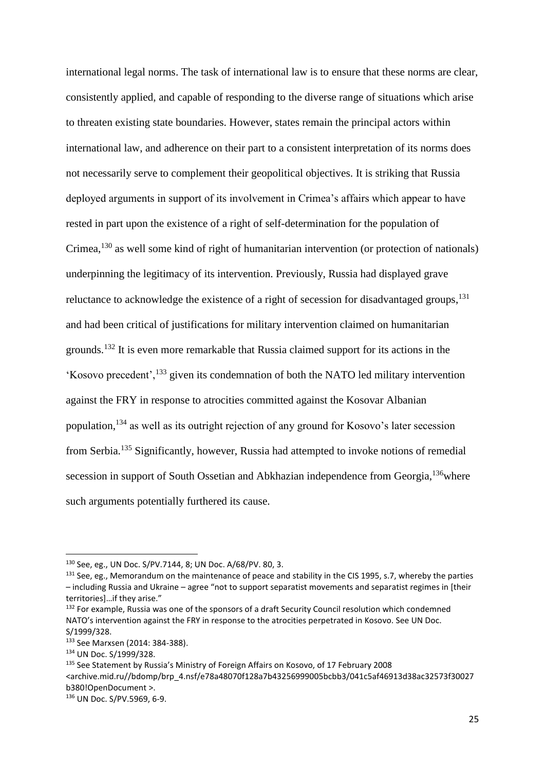international legal norms. The task of international law is to ensure that these norms are clear, consistently applied, and capable of responding to the diverse range of situations which arise to threaten existing state boundaries. However, states remain the principal actors within international law, and adherence on their part to a consistent interpretation of its norms does not necessarily serve to complement their geopolitical objectives. It is striking that Russia deployed arguments in support of its involvement in Crimea's affairs which appear to have rested in part upon the existence of a right of self-determination for the population of Crimea,[130] as well some kind of right of humanitarian intervention (or protection of nationals) underpinning the legitimacy of its intervention. Previously, Russia had displayed grave reluctance to acknowledge the existence of a right of secession for disadvantaged groups,[131] and had been critical of justifications for military intervention claimed on humanitarian grounds.[132] It is even more remarkable that Russia claimed support for its actions in the 'Kosovo precedent',[133] given its condemnation of both the NATO led military intervention against the FRY in response to atrocities committed against the Kosovar Albanian population,[134] as well as its outright rejection of any ground for Kosovo's later secession from Serbia.[135] Significantly, however, Russia had attempted to invoke notions of remedial secession in support of South Ossetian and Abkhazian independence from Georgia,[136]where such arguments potentially furthered its cause.

---

[130] See, eg., UN Doc. S/PV.7144, 8; UN Doc. A/68/PV. 80, 3.

[131] See, eg., Memorandum on the maintenance of peace and stability in the CIS 1995, s.7, whereby the parties – including Russia and Ukraine – agree "not to support separatist movements and separatist regimes in [their territories]…if they arise."

[132] For example, Russia was one of the sponsors of a draft Security Council resolution which condemned NATO's intervention against the FRY in response to the atrocities perpetrated in Kosovo. See UN Doc. S/1999/328.

[133] See Marxsen (2014: 384-388).

[134] UN Doc. S/1999/328.

[135] See Statement by Russia's Ministry of Foreign Affairs on Kosovo, of 17 February 2008 <archive.mid.ru//bdomp/brp_4.nsf/e78a48070f128a7b43256999005bcbb3/041c5af46913d38ac32573f30027b380!OpenDocument >.

[136] UN Doc. S/PV.5969, 6-9.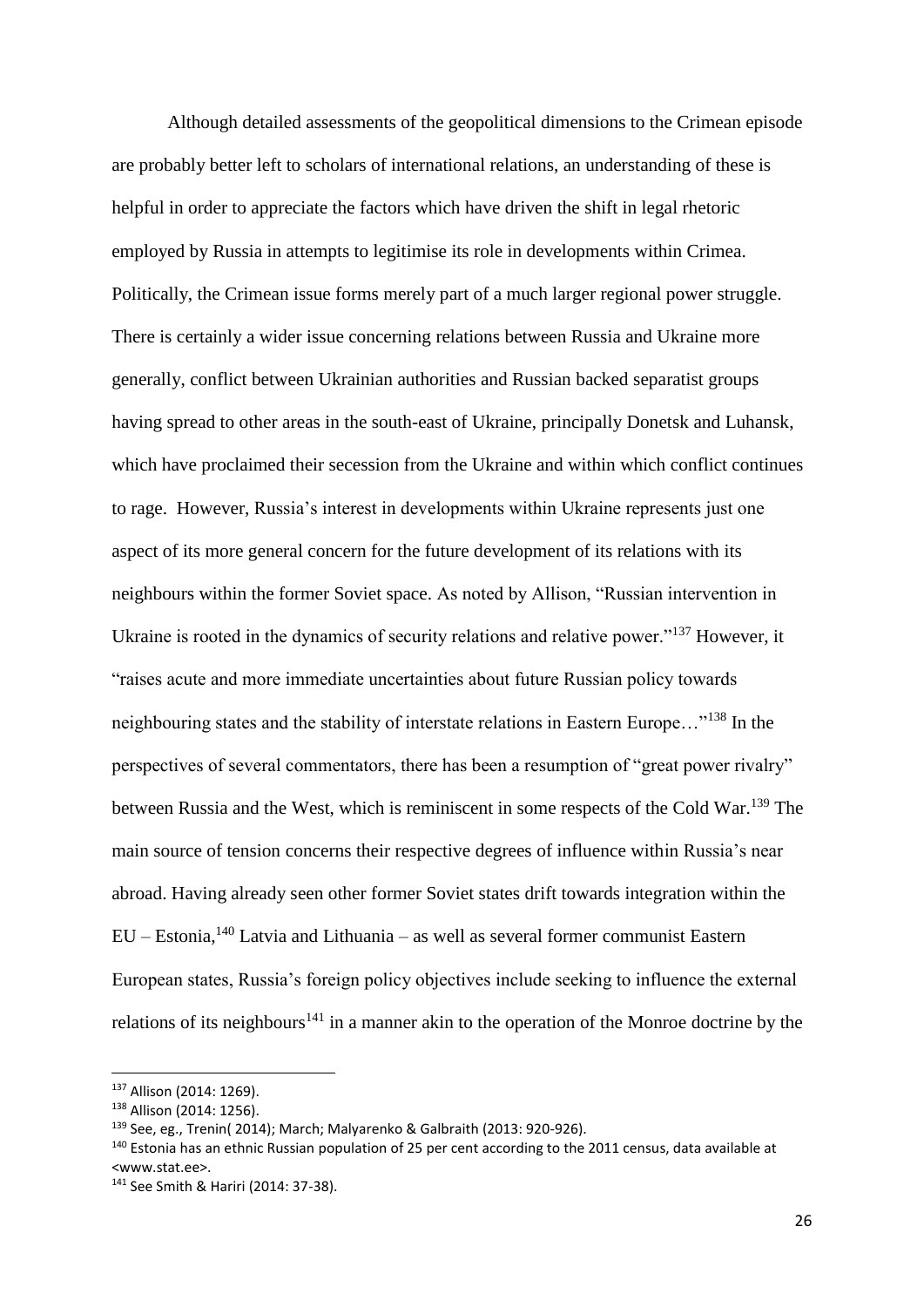Although detailed assessments of the geopolitical dimensions to the Crimean episode are probably better left to scholars of international relations, an understanding of these is helpful in order to appreciate the factors which have driven the shift in legal rhetoric employed by Russia in attempts to legitimise its role in developments within Crimea. Politically, the Crimean issue forms merely part of a much larger regional power struggle. There is certainly a wider issue concerning relations between Russia and Ukraine more generally, conflict between Ukrainian authorities and Russian backed separatist groups having spread to other areas in the south-east of Ukraine, principally Donetsk and Luhansk, which have proclaimed their secession from the Ukraine and within which conflict continues to rage. However, Russia's interest in developments within Ukraine represents just one aspect of its more general concern for the future development of its relations with its neighbours within the former Soviet space. As noted by Allison, "Russian intervention in Ukraine is rooted in the dynamics of security relations and relative power."[137] However, it "raises acute and more immediate uncertainties about future Russian policy towards neighbouring states and the stability of interstate relations in Eastern Europe…"[138] In the perspectives of several commentators, there has been a resumption of "great power rivalry" between Russia and the West, which is reminiscent in some respects of the Cold War.[139] The main source of tension concerns their respective degrees of influence within Russia's near abroad. Having already seen other former Soviet states drift towards integration within the EU – Estonia,[140] Latvia and Lithuania – as well as several former communist Eastern European states, Russia's foreign policy objectives include seeking to influence the external relations of its neighbours[141] in a manner akin to the operation of the Monroe doctrine by the

---

[137] Allison (2014: 1269).

[138] Allison (2014: 1256).

[139] See, eg., Trenin( 2014); March; Malyarenko & Galbraith (2013: 920-926).

[140] Estonia has an ethnic Russian population of 25 per cent according to the 2011 census, data available at <www.stat.ee>.

[141] See Smith & Hariri (2014: 37-38).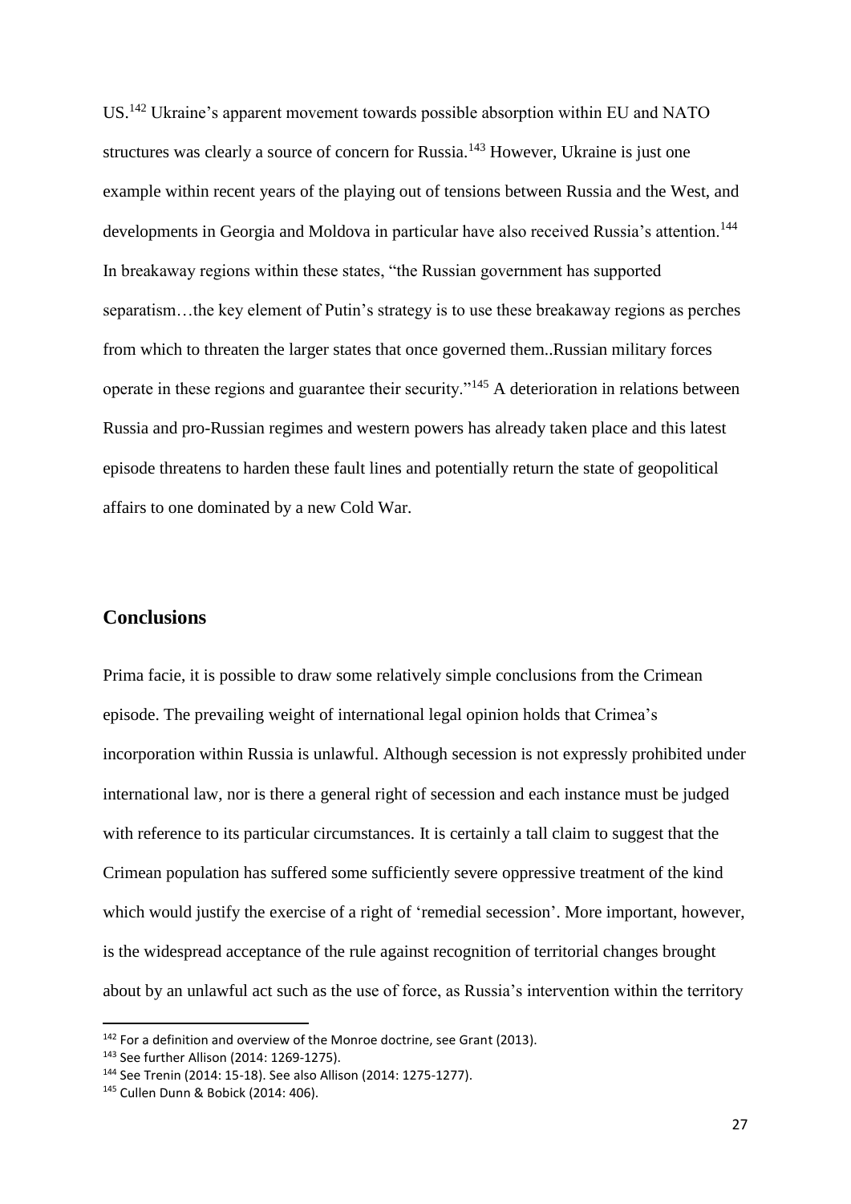US.[142] Ukraine's apparent movement towards possible absorption within EU and NATO structures was clearly a source of concern for Russia.[143] However, Ukraine is just one example within recent years of the playing out of tensions between Russia and the West, and developments in Georgia and Moldova in particular have also received Russia's attention.[144] In breakaway regions within these states, "the Russian government has supported separatism…the key element of Putin's strategy is to use these breakaway regions as perches from which to threaten the larger states that once governed them..Russian military forces operate in these regions and guarantee their security."[145] A deterioration in relations between Russia and pro-Russian regimes and western powers has already taken place and this latest episode threatens to harden these fault lines and potentially return the state of geopolitical affairs to one dominated by a new Cold War.

## Conclusions

Prima facie, it is possible to draw some relatively simple conclusions from the Crimean episode. The prevailing weight of international legal opinion holds that Crimea's incorporation within Russia is unlawful. Although secession is not expressly prohibited under international law, nor is there a general right of secession and each instance must be judged with reference to its particular circumstances. It is certainly a tall claim to suggest that the Crimean population has suffered some sufficiently severe oppressive treatment of the kind which would justify the exercise of a right of 'remedial secession'. More important, however, is the widespread acceptance of the rule against recognition of territorial changes brought about by an unlawful act such as the use of force, as Russia's intervention within the territory

---

142 For a definition and overview of the Monroe doctrine, see Grant (2013).

143 See further Allison (2014: 1269-1275).

144 See Trenin (2014: 15-18). See also Allison (2014: 1275-1277).

145 Cullen Dunn & Bobick (2014: 406).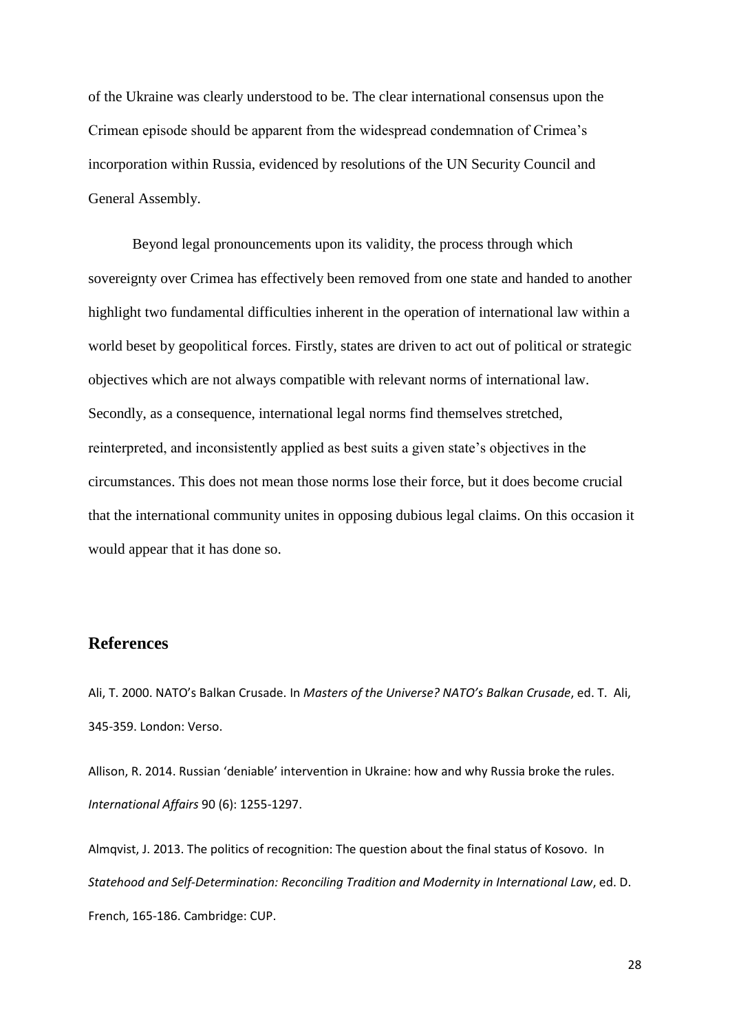of the Ukraine was clearly understood to be. The clear international consensus upon the Crimean episode should be apparent from the widespread condemnation of Crimea's incorporation within Russia, evidenced by resolutions of the UN Security Council and General Assembly.

Beyond legal pronouncements upon its validity, the process through which sovereignty over Crimea has effectively been removed from one state and handed to another highlight two fundamental difficulties inherent in the operation of international law within a world beset by geopolitical forces. Firstly, states are driven to act out of political or strategic objectives which are not always compatible with relevant norms of international law. Secondly, as a consequence, international legal norms find themselves stretched, reinterpreted, and inconsistently applied as best suits a given state's objectives in the circumstances. This does not mean those norms lose their force, but it does become crucial that the international community unites in opposing dubious legal claims. On this occasion it would appear that it has done so.

## References

Ali, T. 2000. NATO's Balkan Crusade. In *Masters of the Universe? NATO's Balkan Crusade*, ed. T. Ali, 345-359. London: Verso.

Allison, R. 2014. Russian 'deniable' intervention in Ukraine: how and why Russia broke the rules. *International Affairs* 90 (6): 1255-1297.

Almqvist, J. 2013. The politics of recognition: The question about the final status of Kosovo. In *Statehood and Self-Determination: Reconciling Tradition and Modernity in International Law*, ed. D. French, 165-186. Cambridge: CUP.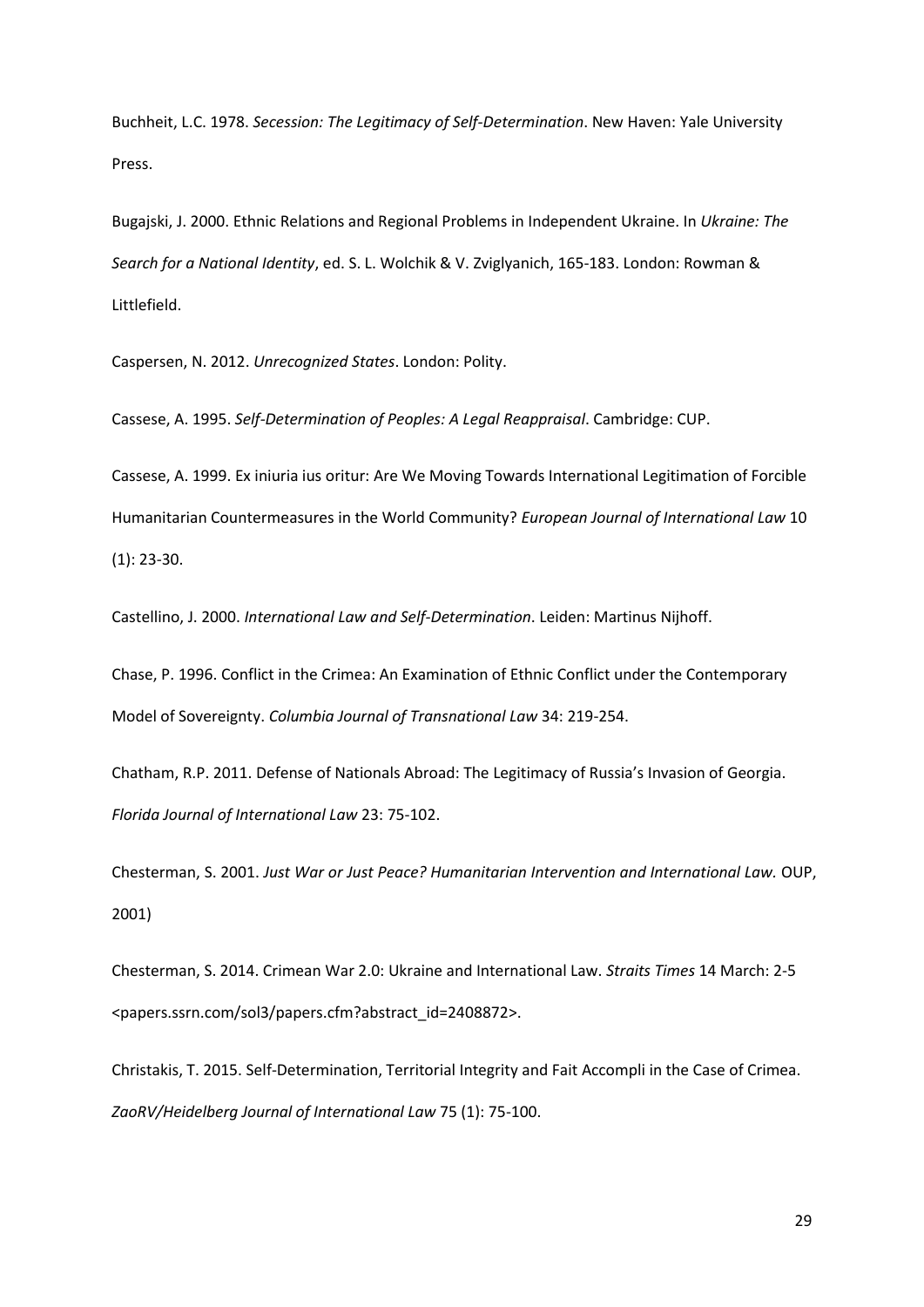Buchheit, L.C. 1978. *Secession: The Legitimacy of Self-Determination*. New Haven: Yale University Press.

Bugajski, J. 2000. Ethnic Relations and Regional Problems in Independent Ukraine. In *Ukraine: The Search for a National Identity*, ed. S. L. Wolchik & V. Zviglyanich, 165-183. London: Rowman & Littlefield.

Caspersen, N. 2012. *Unrecognized States*. London: Polity.

Cassese, A. 1995. *Self-Determination of Peoples: A Legal Reappraisal*. Cambridge: CUP.

Cassese, A. 1999. Ex iniuria ius oritur: Are We Moving Towards International Legitimation of Forcible Humanitarian Countermeasures in the World Community? *European Journal of International Law* 10 (1): 23-30.

Castellino, J. 2000. *International Law and Self-Determination*. Leiden: Martinus Nijhoff.

Chase, P. 1996. Conflict in the Crimea: An Examination of Ethnic Conflict under the Contemporary Model of Sovereignty. *Columbia Journal of Transnational Law* 34: 219-254.

Chatham, R.P. 2011. Defense of Nationals Abroad: The Legitimacy of Russia's Invasion of Georgia. *Florida Journal of International Law* 23: 75-102.

Chesterman, S. 2001. *Just War or Just Peace? Humanitarian Intervention and International Law.* OUP, 2001)

Chesterman, S. 2014. Crimean War 2.0: Ukraine and International Law. *Straits Times* 14 March: 2-5 <papers.ssrn.com/sol3/papers.cfm?abstract_id=2408872>.

Christakis, T. 2015. Self-Determination, Territorial Integrity and Fait Accompli in the Case of Crimea. *ZaoRV/Heidelberg Journal of International Law* 75 (1): 75-100.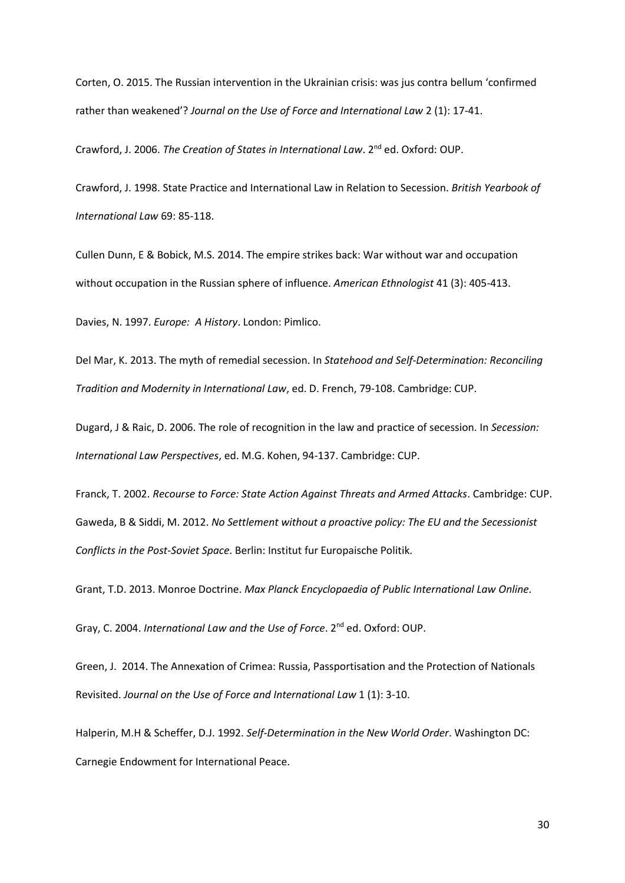Corten, O. 2015. The Russian intervention in the Ukrainian crisis: was jus contra bellum 'confirmed rather than weakened'? *Journal on the Use of Force and International Law* 2 (1): 17-41.

Crawford, J. 2006. *The Creation of States in International Law*. 2nd ed. Oxford: OUP.

Crawford, J. 1998. State Practice and International Law in Relation to Secession. *British Yearbook of International Law* 69: 85-118.

Cullen Dunn, E & Bobick, M.S. 2014. The empire strikes back: War without war and occupation without occupation in the Russian sphere of influence. *American Ethnologist* 41 (3): 405-413.

Davies, N. 1997. *Europe: A History*. London: Pimlico.

Del Mar, K. 2013. The myth of remedial secession. In *Statehood and Self-Determination: Reconciling Tradition and Modernity in International Law*, ed. D. French, 79-108. Cambridge: CUP.

Dugard, J & Raic, D. 2006. The role of recognition in the law and practice of secession. In *Secession: International Law Perspectives*, ed. M.G. Kohen, 94-137. Cambridge: CUP.

Franck, T. 2002. *Recourse to Force: State Action Against Threats and Armed Attacks*. Cambridge: CUP.

Gaweda, B & Siddi, M. 2012. *No Settlement without a proactive policy: The EU and the Secessionist Conflicts in the Post-Soviet Space*. Berlin: Institut fur Europaische Politik.

Grant, T.D. 2013. Monroe Doctrine. *Max Planck Encyclopaedia of Public International Law Online*.

Gray, C. 2004. *International Law and the Use of Force*. 2nd ed. Oxford: OUP.

Green, J. 2014. The Annexation of Crimea: Russia, Passportisation and the Protection of Nationals Revisited. *Journal on the Use of Force and International Law* 1 (1): 3-10.

Halperin, M.H & Scheffer, D.J. 1992. *Self-Determination in the New World Order*. Washington DC: Carnegie Endowment for International Peace.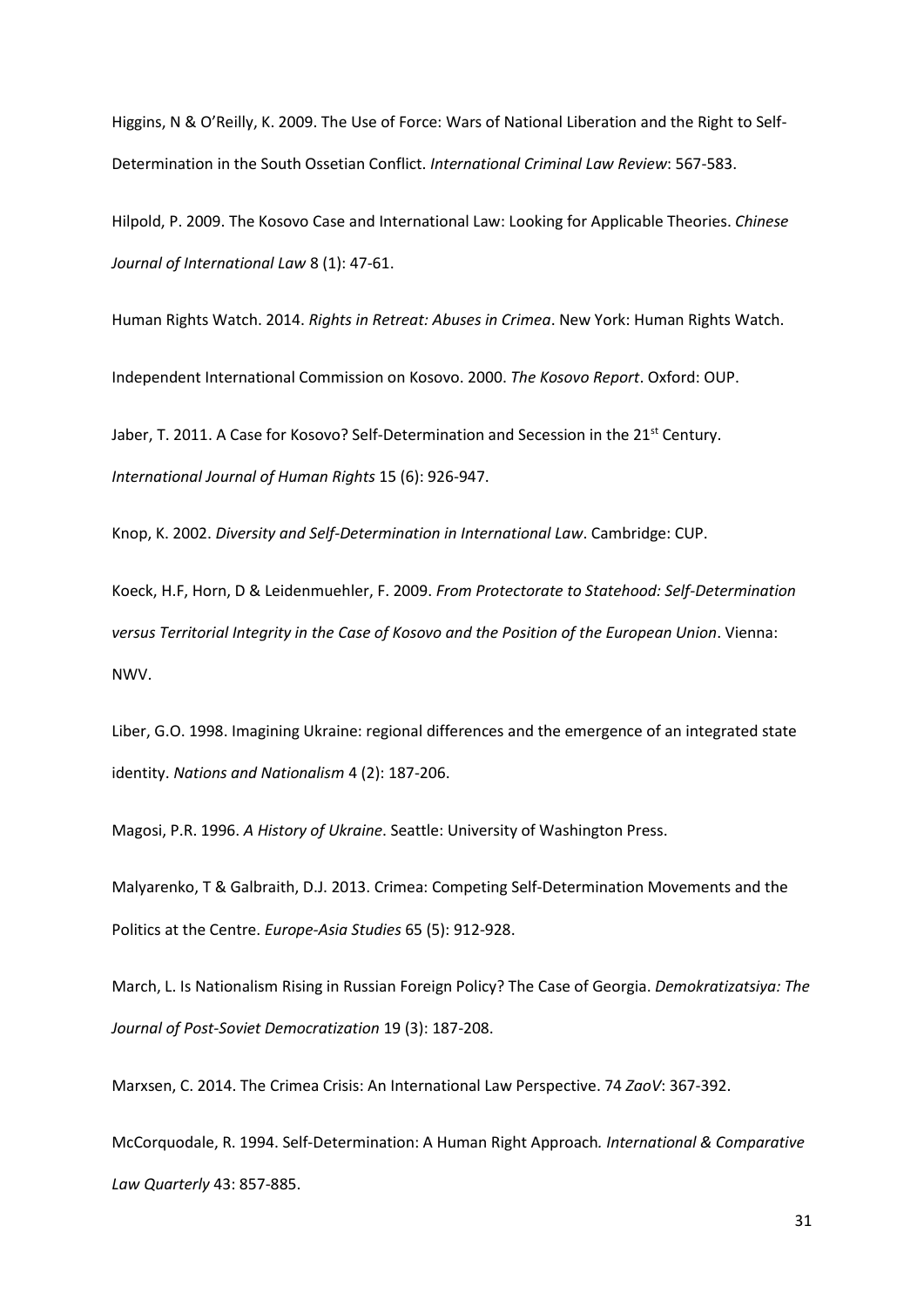Higgins, N & O'Reilly, K. 2009. The Use of Force: Wars of National Liberation and the Right to Self-Determination in the South Ossetian Conflict. *International Criminal Law Review*: 567-583.

Hilpold, P. 2009. The Kosovo Case and International Law: Looking for Applicable Theories. *Chinese Journal of International Law* 8 (1): 47-61.

Human Rights Watch. 2014. *Rights in Retreat: Abuses in Crimea*. New York: Human Rights Watch.

Independent International Commission on Kosovo. 2000. *The Kosovo Report*. Oxford: OUP.

Jaber, T. 2011. A Case for Kosovo? Self-Determination and Secession in the 21st Century. *International Journal of Human Rights* 15 (6): 926-947.

Knop, K. 2002. *Diversity and Self-Determination in International Law*. Cambridge: CUP.

Koeck, H.F, Horn, D & Leidenmuehler, F. 2009. *From Protectorate to Statehood: Self-Determination versus Territorial Integrity in the Case of Kosovo and the Position of the European Union*. Vienna: NWV.

Liber, G.O. 1998. Imagining Ukraine: regional differences and the emergence of an integrated state identity. *Nations and Nationalism* 4 (2): 187-206.

Magosi, P.R. 1996. *A History of Ukraine*. Seattle: University of Washington Press.

Malyarenko, T & Galbraith, D.J. 2013. Crimea: Competing Self-Determination Movements and the Politics at the Centre. *Europe-Asia Studies* 65 (5): 912-928.

March, L. Is Nationalism Rising in Russian Foreign Policy? The Case of Georgia. *Demokratizatsiya: The Journal of Post-Soviet Democratization* 19 (3): 187-208.

Marxsen, C. 2014. The Crimea Crisis: An International Law Perspective. 74 *ZaoV*: 367-392.

McCorquodale, R. 1994. Self-Determination: A Human Right Approach*. International & Comparative Law Quarterly* 43: 857-885.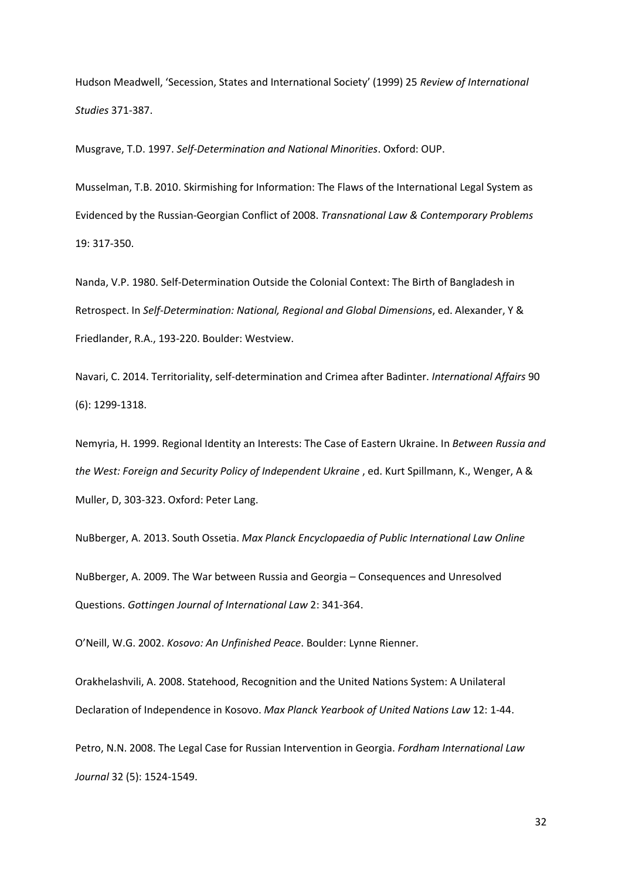Hudson Meadwell, 'Secession, States and International Society' (1999) 25 *Review of International Studies* 371-387.

Musgrave, T.D. 1997. *Self-Determination and National Minorities*. Oxford: OUP.

Musselman, T.B. 2010. Skirmishing for Information: The Flaws of the International Legal System as Evidenced by the Russian-Georgian Conflict of 2008. *Transnational Law & Contemporary Problems* 19: 317-350.

Nanda, V.P. 1980. Self-Determination Outside the Colonial Context: The Birth of Bangladesh in Retrospect. In *Self-Determination: National, Regional and Global Dimensions*, ed. Alexander, Y & Friedlander, R.A., 193-220. Boulder: Westview.

Navari, C. 2014. Territoriality, self-determination and Crimea after Badinter. *International Affairs* 90 (6): 1299-1318.

Nemyria, H. 1999. Regional Identity an Interests: The Case of Eastern Ukraine. In *Between Russia and the West: Foreign and Security Policy of Independent Ukraine* , ed. Kurt Spillmann, K., Wenger, A & Muller, D, 303-323. Oxford: Peter Lang.

NuBberger, A. 2013. South Ossetia. *Max Planck Encyclopaedia of Public International Law Online*

NuBberger, A. 2009. The War between Russia and Georgia – Consequences and Unresolved Questions. *Gottingen Journal of International Law* 2: 341-364.

O'Neill, W.G. 2002. *Kosovo: An Unfinished Peace*. Boulder: Lynne Rienner.

Orakhelashvili, A. 2008. Statehood, Recognition and the United Nations System: A Unilateral Declaration of Independence in Kosovo. *Max Planck Yearbook of United Nations Law* 12: 1-44.

Petro, N.N. 2008. The Legal Case for Russian Intervention in Georgia. *Fordham International Law Journal* 32 (5): 1524-1549.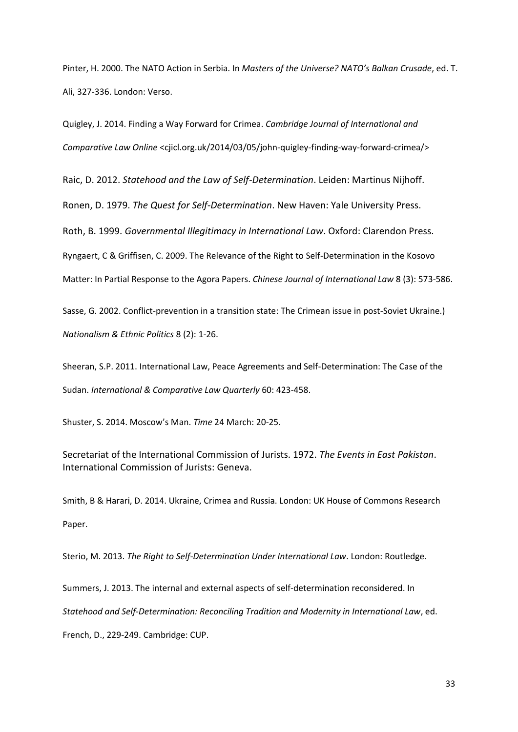Pinter, H. 2000. The NATO Action in Serbia. In *Masters of the Universe? NATO's Balkan Crusade*, ed. T. Ali, 327-336. London: Verso.

Quigley, J. 2014. Finding a Way Forward for Crimea. *Cambridge Journal of International and Comparative Law Online* <cjicl.org.uk/2014/03/05/john-quigley-finding-way-forward-crimea/>

Raic, D. 2012. *Statehood and the Law of Self-Determination*. Leiden: Martinus Nijhoff.

Ronen, D. 1979. *The Quest for Self-Determination*. New Haven: Yale University Press.

Roth, B. 1999. *Governmental Illegitimacy in International Law*. Oxford: Clarendon Press.

Ryngaert, C & Griffisen, C. 2009. The Relevance of the Right to Self-Determination in the Kosovo Matter: In Partial Response to the Agora Papers. *Chinese Journal of International Law* 8 (3): 573-586.

Sasse, G. 2002. Conflict-prevention in a transition state: The Crimean issue in post-Soviet Ukraine.) *Nationalism & Ethnic Politics* 8 (2): 1-26.

Sheeran, S.P. 2011. International Law, Peace Agreements and Self-Determination: The Case of the Sudan. *International & Comparative Law Quarterly* 60: 423-458.

Shuster, S. 2014. Moscow's Man. *Time* 24 March: 20-25.

Secretariat of the International Commission of Jurists. 1972. *The Events in East Pakistan*. International Commission of Jurists: Geneva.

Smith, B & Harari, D. 2014. Ukraine, Crimea and Russia. London: UK House of Commons Research Paper.

Sterio, M. 2013. *The Right to Self-Determination Under International Law*. London: Routledge.

Summers, J. 2013. The internal and external aspects of self-determination reconsidered. In *Statehood and Self-Determination: Reconciling Tradition and Modernity in International Law*, ed. French, D., 229-249. Cambridge: CUP.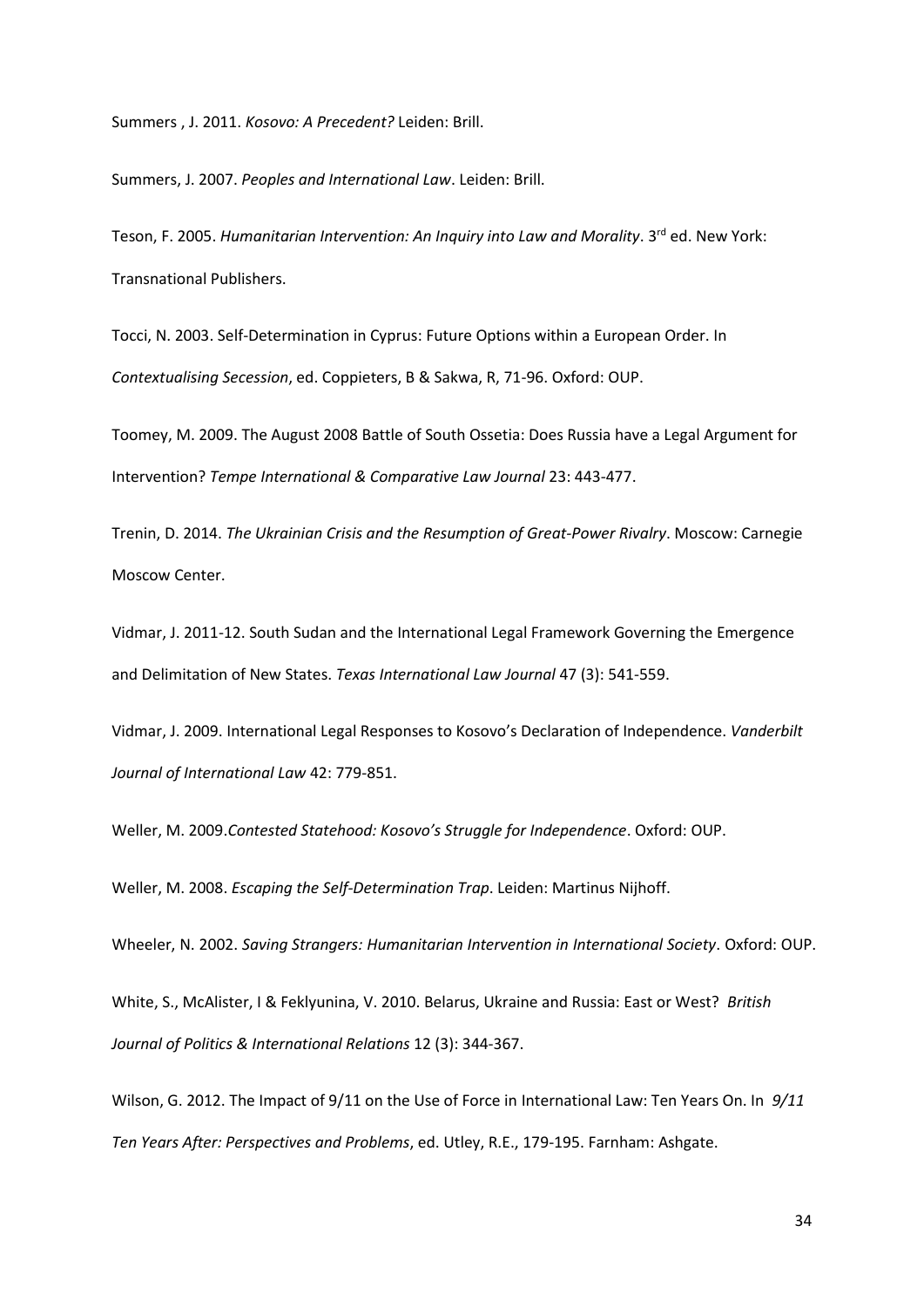Summers , J. 2011. *Kosovo: A Precedent?* Leiden: Brill.

Summers, J. 2007. *Peoples and International Law*. Leiden: Brill.

Teson, F. 2005. *Humanitarian Intervention: An Inquiry into Law and Morality*. 3rd ed. New York: Transnational Publishers.

Tocci, N. 2003. Self-Determination in Cyprus: Future Options within a European Order. In *Contextualising Secession*, ed. Coppieters, B & Sakwa, R, 71-96. Oxford: OUP.

Toomey, M. 2009. The August 2008 Battle of South Ossetia: Does Russia have a Legal Argument for Intervention? *Tempe International & Comparative Law Journal* 23: 443-477.

Trenin, D. 2014. *The Ukrainian Crisis and the Resumption of Great-Power Rivalry*. Moscow: Carnegie Moscow Center.

Vidmar, J. 2011-12. South Sudan and the International Legal Framework Governing the Emergence and Delimitation of New States. *Texas International Law Journal* 47 (3): 541-559.

Vidmar, J. 2009. International Legal Responses to Kosovo's Declaration of Independence. *Vanderbilt Journal of International Law* 42: 779-851.

Weller, M. 2009.*Contested Statehood: Kosovo's Struggle for Independence*. Oxford: OUP.

Weller, M. 2008. *Escaping the Self-Determination Trap*. Leiden: Martinus Nijhoff.

Wheeler, N. 2002. *Saving Strangers: Humanitarian Intervention in International Society*. Oxford: OUP.

White, S., McAlister, I & Feklyunina, V. 2010. Belarus, Ukraine and Russia: East or West? *British Journal of Politics & International Relations* 12 (3): 344-367.

Wilson, G. 2012. The Impact of 9/11 on the Use of Force in International Law: Ten Years On. In *9/11 Ten Years After: Perspectives and Problems*, ed. Utley, R.E., 179-195. Farnham: Ashgate.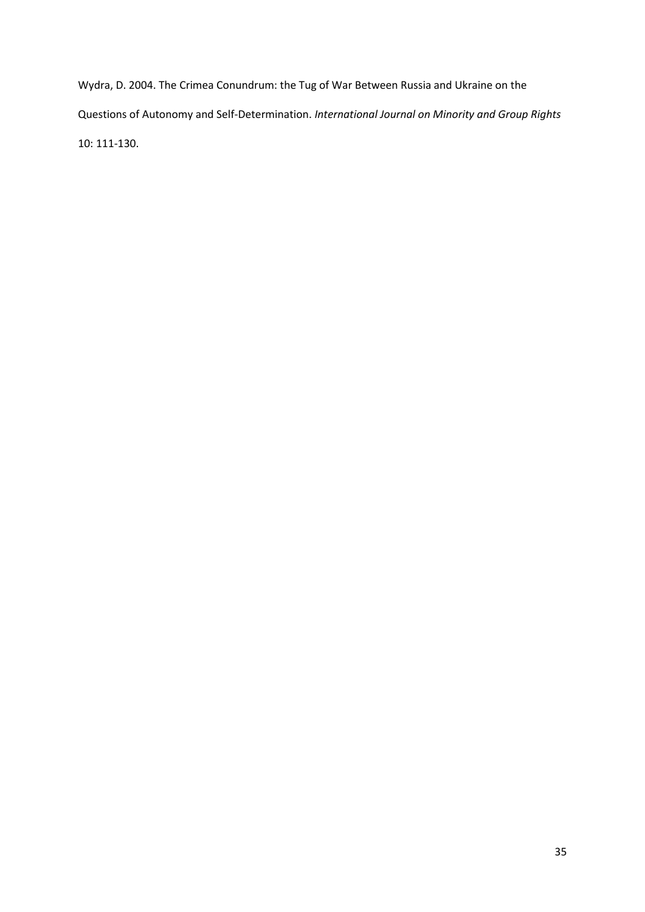Wydra, D. 2004. The Crimea Conundrum: the Tug of War Between Russia and Ukraine on the Questions of Autonomy and Self-Determination. *International Journal on Minority and Group Rights* 10: 111-130.